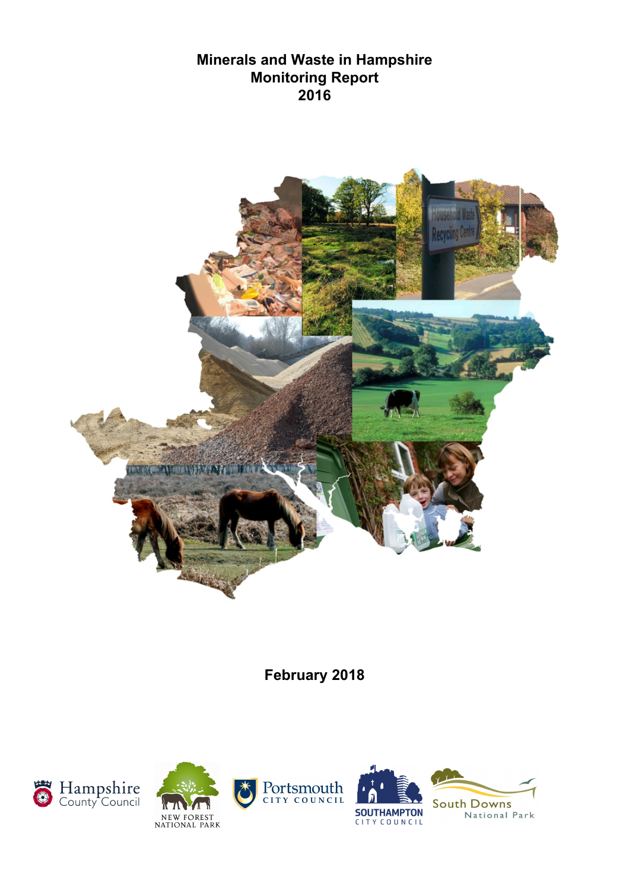# Minerals and Waste in Hampshire Monitoring Report 2016

**February 2018**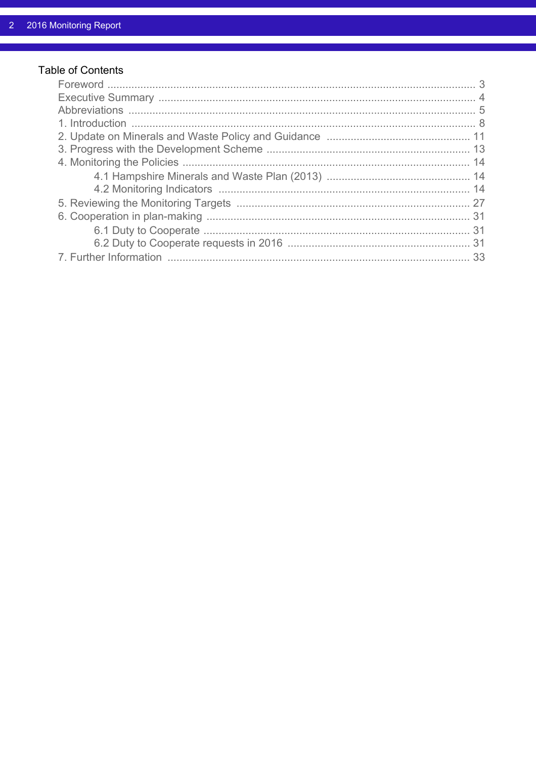## Table of Contents

- Foreword ... 3
- Executive Summary ... 4
- Abbreviations ... 5
- 1. Introduction ... 8
- 2. Update on Minerals and Waste Policy and Guidance ... 11
- 3. Progress with the Development Scheme ... 13
- 4. Monitoring the Policies ... 14
  - 4.1 Hampshire Minerals and Waste Plan (2013) ... 14
  - 4.2 Monitoring Indicators ... 14
- 5. Reviewing the Monitoring Targets ... 27
- 6. Cooperation in plan-making ... 31
  - 6.1 Duty to Cooperate ... 31
  - 6.2 Duty to Cooperate requests in 2016 ... 31
- 7. Further Information ... 33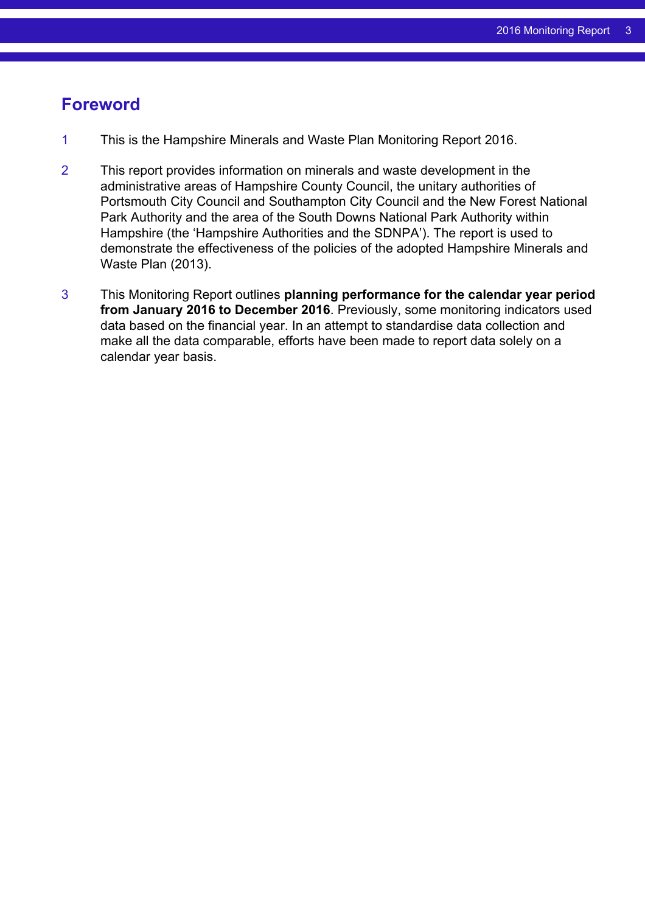# Foreword

1 This is the Hampshire Minerals and Waste Plan Monitoring Report 2016.

2 This report provides information on minerals and waste development in the administrative areas of Hampshire County Council, the unitary authorities of Portsmouth City Council and Southampton City Council and the New Forest National Park Authority and the area of the South Downs National Park Authority within Hampshire (the 'Hampshire Authorities and the SDNPA'). The report is used to demonstrate the effectiveness of the policies of the adopted Hampshire Minerals and Waste Plan (2013).

3 This Monitoring Report outlines **planning performance for the calendar year period from January 2016 to December 2016**. Previously, some monitoring indicators used data based on the financial year. In an attempt to standardise data collection and make all the data comparable, efforts have been made to report data solely on a calendar year basis.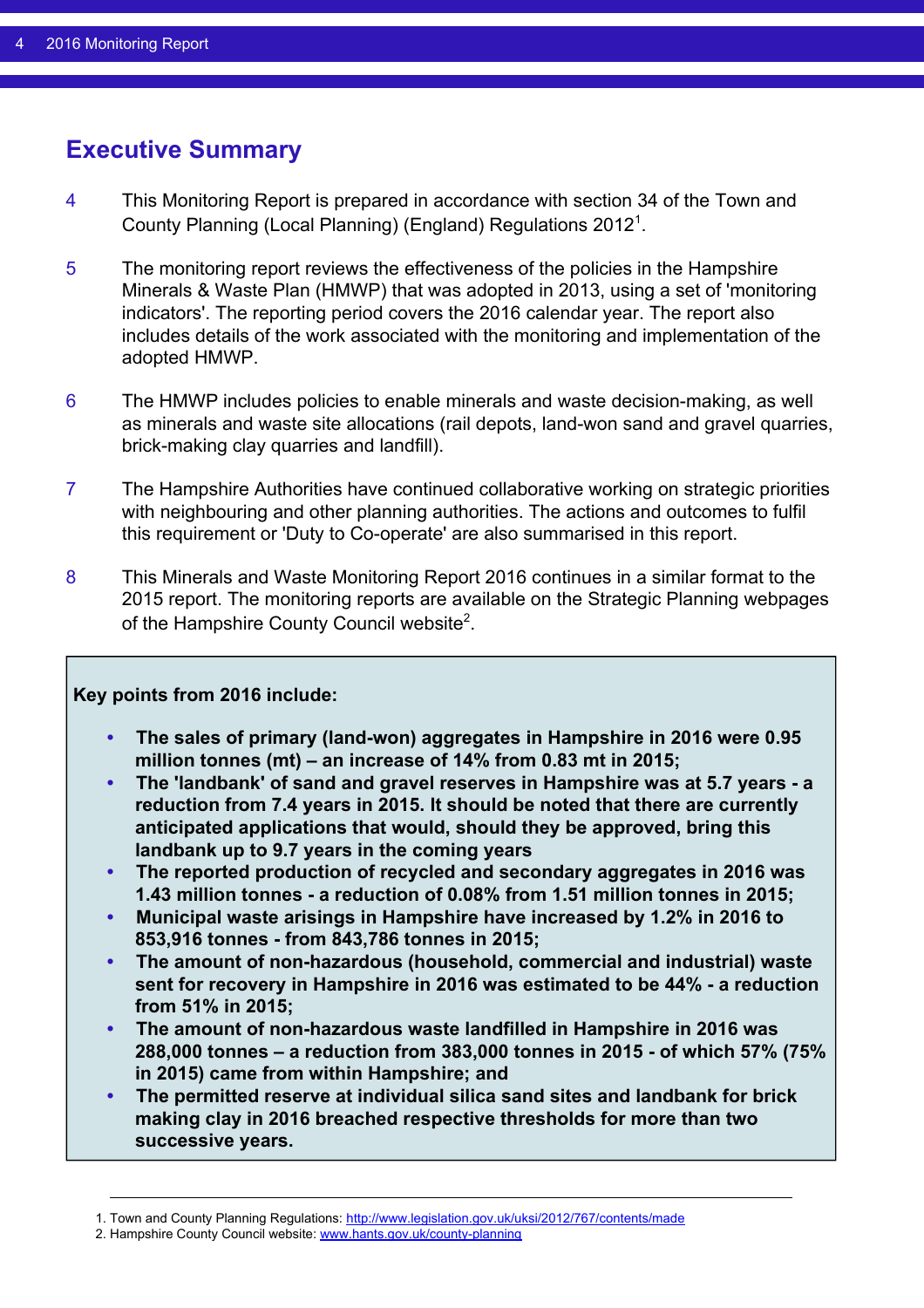## Executive Summary

4 This Monitoring Report is prepared in accordance with section 34 of the Town and County Planning (Local Planning) (England) Regulations 2012[1].

5 The monitoring report reviews the effectiveness of the policies in the Hampshire Minerals & Waste Plan (HMWP) that was adopted in 2013, using a set of 'monitoring indicators'. The reporting period covers the 2016 calendar year. The report also includes details of the work associated with the monitoring and implementation of the adopted HMWP.

6 The HMWP includes policies to enable minerals and waste decision-making, as well as minerals and waste site allocations (rail depots, land-won sand and gravel quarries, brick-making clay quarries and landfill).

7 The Hampshire Authorities have continued collaborative working on strategic priorities with neighbouring and other planning authorities. The actions and outcomes to fulfil this requirement or 'Duty to Co-operate' are also summarised in this report.

8 This Minerals and Waste Monitoring Report 2016 continues in a similar format to the 2015 report. The monitoring reports are available on the Strategic Planning webpages of the Hampshire County Council website[2].

**Key points from 2016 include:**

- **The sales of primary (land-won) aggregates in Hampshire in 2016 were 0.95 million tonnes (mt) – an increase of 14% from 0.83 mt in 2015;**
- **The 'landbank' of sand and gravel reserves in Hampshire was at 5.7 years - a reduction from 7.4 years in 2015. It should be noted that there are currently anticipated applications that would, should they be approved, bring this landbank up to 9.7 years in the coming years**
- **The reported production of recycled and secondary aggregates in 2016 was 1.43 million tonnes - a reduction of 0.08% from 1.51 million tonnes in 2015;**
- **Municipal waste arisings in Hampshire have increased by 1.2% in 2016 to 853,916 tonnes - from 843,786 tonnes in 2015;**
- **The amount of non-hazardous (household, commercial and industrial) waste sent for recovery in Hampshire in 2016 was estimated to be 44% - a reduction from 51% in 2015;**
- **The amount of non-hazardous waste landfilled in Hampshire in 2016 was 288,000 tonnes – a reduction from 383,000 tonnes in 2015 - of which 57% (75% in 2015) came from within Hampshire; and**
- **The permitted reserve at individual silica sand sites and landbank for brick making clay in 2016 breached respective thresholds for more than two successive years.**

---

1. Town and County Planning Regulations: http://www.legislation.gov.uk/uksi/2012/767/contents/made
2. Hampshire County Council website: www.hants.gov.uk/county-planning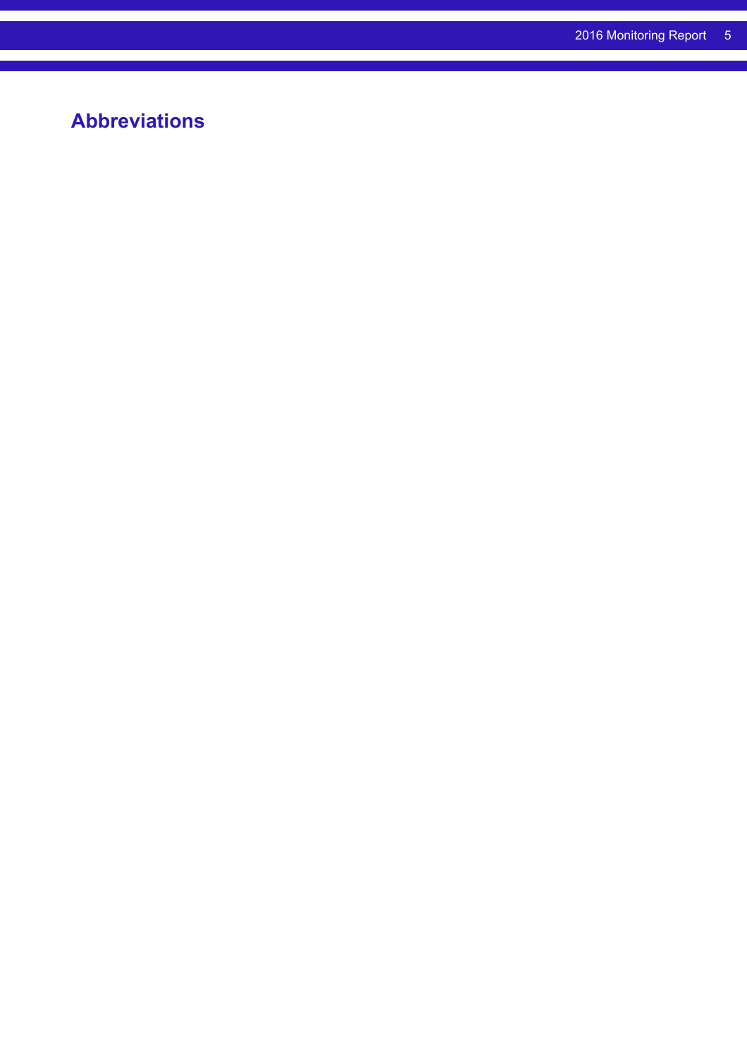## Abbreviations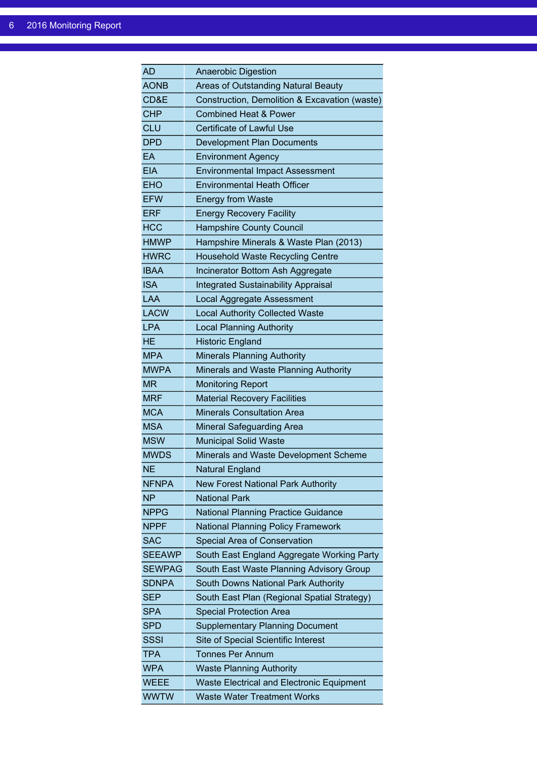| AD | Anaerobic Digestion |
|---|---|
| AONB | Areas of Outstanding Natural Beauty |
| CD&E | Construction, Demolition & Excavation (waste) |
| CHP | Combined Heat & Power |
| CLU | Certificate of Lawful Use |
| DPD | Development Plan Documents |
| EA | Environment Agency |
| EIA | Environmental Impact Assessment |
| EHO | Environmental Heath Officer |
| EFW | Energy from Waste |
| ERF | Energy Recovery Facility |
| HCC | Hampshire County Council |
| HMWP | Hampshire Minerals & Waste Plan (2013) |
| HWRC | Household Waste Recycling Centre |
| IBAA | Incinerator Bottom Ash Aggregate |
| ISA | Integrated Sustainability Appraisal |
| LAA | Local Aggregate Assessment |
| LACW | Local Authority Collected Waste |
| LPA | Local Planning Authority |
| HE | Historic England |
| MPA | Minerals Planning Authority |
| MWPA | Minerals and Waste Planning Authority |
| MR | Monitoring Report |
| MRF | Material Recovery Facilities |
| MCA | Minerals Consultation Area |
| MSA | Mineral Safeguarding Area |
| MSW | Municipal Solid Waste |
| MWDS | Minerals and Waste Development Scheme |
| NE | Natural England |
| NFNPA | New Forest National Park Authority |
| NP | National Park |
| NPPG | National Planning Practice Guidance |
| NPPF | National Planning Policy Framework |
| SAC | Special Area of Conservation |
| SEEAWP | South East England Aggregate Working Party |
| SEWPAG | South East Waste Planning Advisory Group |
| SDNPA | South Downs National Park Authority |
| SEP | South East Plan (Regional Spatial Strategy) |
| SPA | Special Protection Area |
| SPD | Supplementary Planning Document |
| SSSI | Site of Special Scientific Interest |
| TPA | Tonnes Per Annum |
| WPA | Waste Planning Authority |
| WEEE | Waste Electrical and Electronic Equipment |
| WWTW | Waste Water Treatment Works |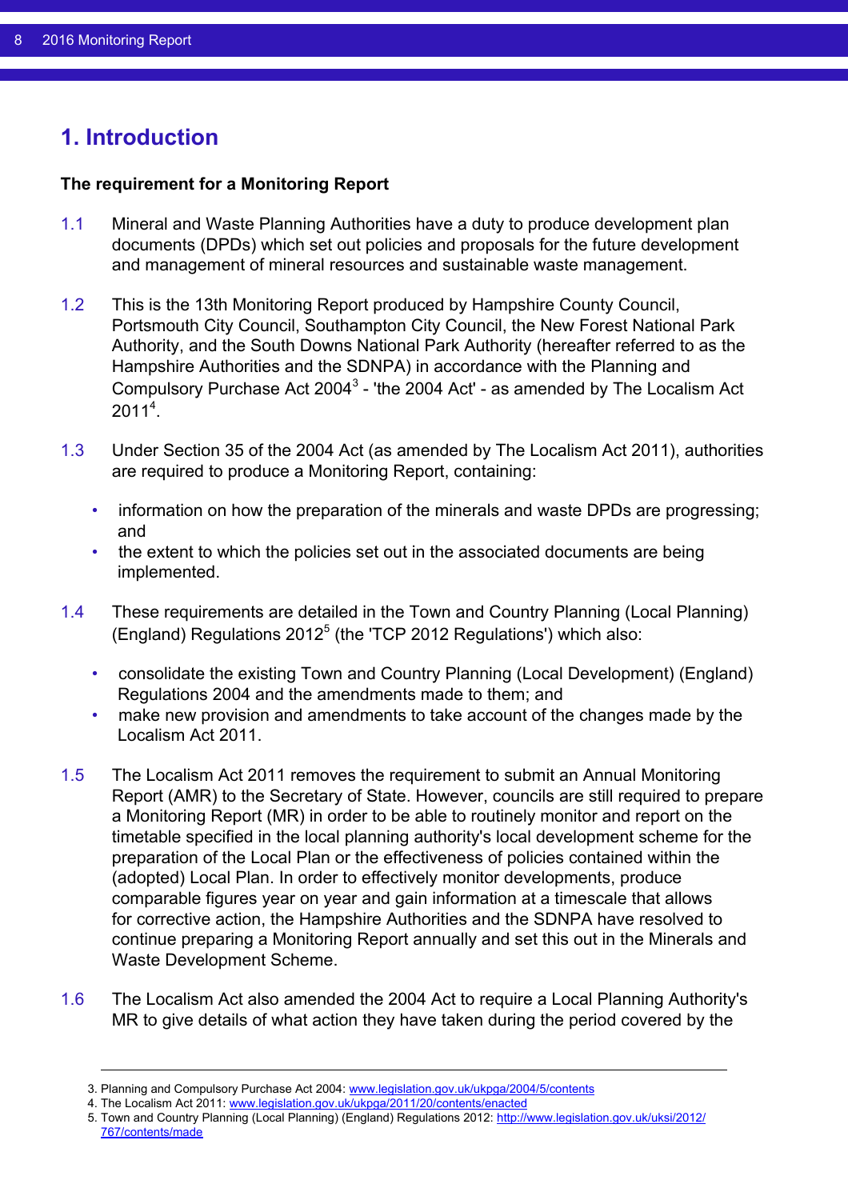# 1. Introduction

**The requirement for a Monitoring Report**

1.1 Mineral and Waste Planning Authorities have a duty to produce development plan documents (DPDs) which set out policies and proposals for the future development and management of mineral resources and sustainable waste management.

1.2 This is the 13th Monitoring Report produced by Hampshire County Council, Portsmouth City Council, Southampton City Council, the New Forest National Park Authority, and the South Downs National Park Authority (hereafter referred to as the Hampshire Authorities and the SDNPA) in accordance with the Planning and Compulsory Purchase Act 2004[3] - 'the 2004 Act' - as amended by The Localism Act 2011[4].

1.3 Under Section 35 of the 2004 Act (as amended by The Localism Act 2011), authorities are required to produce a Monitoring Report, containing:

- information on how the preparation of the minerals and waste DPDs are progressing; and
- the extent to which the policies set out in the associated documents are being implemented.

1.4 These requirements are detailed in the Town and Country Planning (Local Planning) (England) Regulations 2012[5] (the 'TCP 2012 Regulations') which also:

- consolidate the existing Town and Country Planning (Local Development) (England) Regulations 2004 and the amendments made to them; and
- make new provision and amendments to take account of the changes made by the Localism Act 2011.

1.5 The Localism Act 2011 removes the requirement to submit an Annual Monitoring Report (AMR) to the Secretary of State. However, councils are still required to prepare a Monitoring Report (MR) in order to be able to routinely monitor and report on the timetable specified in the local planning authority's local development scheme for the preparation of the Local Plan or the effectiveness of policies contained within the (adopted) Local Plan. In order to effectively monitor developments, produce comparable figures year on year and gain information at a timescale that allows for corrective action, the Hampshire Authorities and the SDNPA have resolved to continue preparing a Monitoring Report annually and set this out in the Minerals and Waste Development Scheme.

1.6 The Localism Act also amended the 2004 Act to require a Local Planning Authority's MR to give details of what action they have taken during the period covered by the

---

3. Planning and Compulsory Purchase Act 2004: www.legislation.gov.uk/ukpga/2004/5/contents
4. The Localism Act 2011: www.legislation.gov.uk/ukpga/2011/20/contents/enacted
5. Town and Country Planning (Local Planning) (England) Regulations 2012: http://www.legislation.gov.uk/uksi/2012/767/contents/made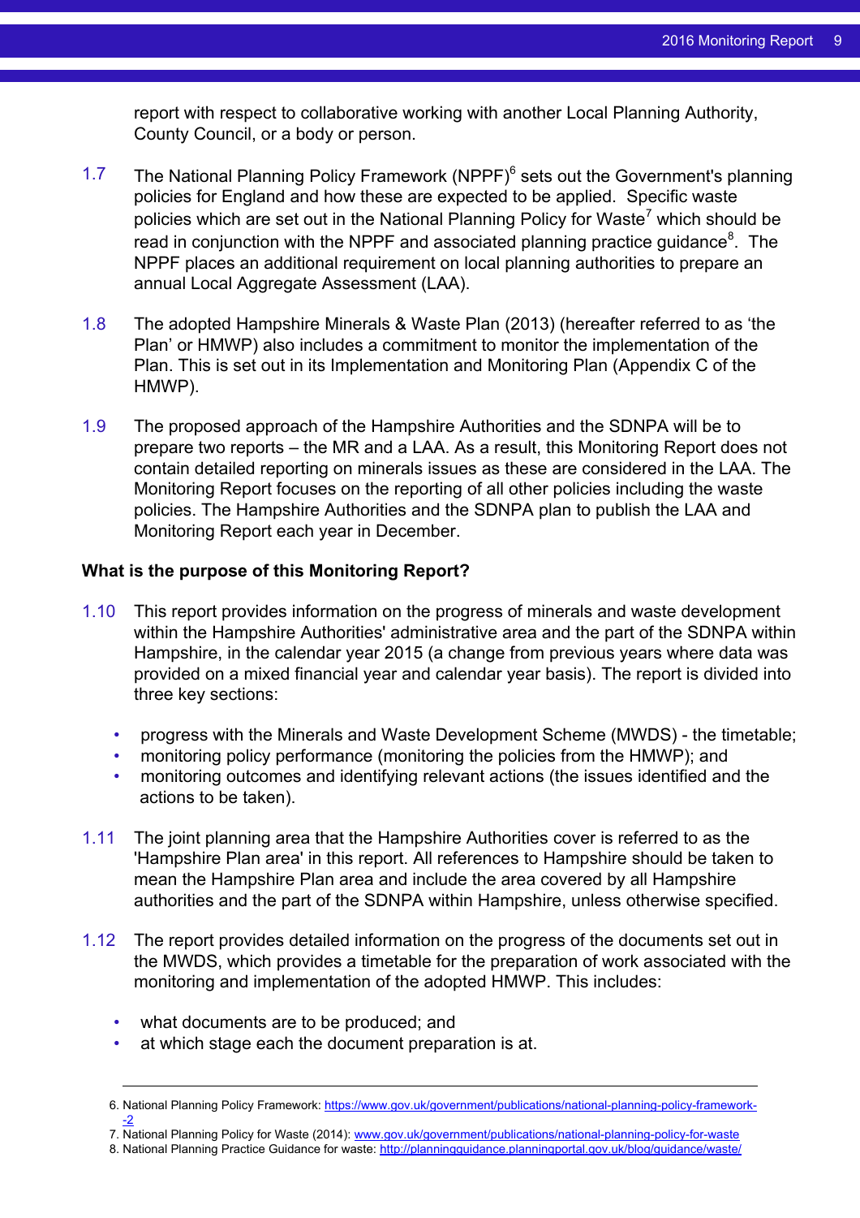report with respect to collaborative working with another Local Planning Authority, County Council, or a body or person.

1.7 The National Planning Policy Framework (NPPF)[6] sets out the Government's planning policies for England and how these are expected to be applied. Specific waste policies which are set out in the National Planning Policy for Waste[7] which should be read in conjunction with the NPPF and associated planning practice guidance[8]. The NPPF places an additional requirement on local planning authorities to prepare an annual Local Aggregate Assessment (LAA).

1.8 The adopted Hampshire Minerals & Waste Plan (2013) (hereafter referred to as 'the Plan' or HMWP) also includes a commitment to monitor the implementation of the Plan. This is set out in its Implementation and Monitoring Plan (Appendix C of the HMWP).

1.9 The proposed approach of the Hampshire Authorities and the SDNPA will be to prepare two reports – the MR and a LAA. As a result, this Monitoring Report does not contain detailed reporting on minerals issues as these are considered in the LAA. The Monitoring Report focuses on the reporting of all other policies including the waste policies. The Hampshire Authorities and the SDNPA plan to publish the LAA and Monitoring Report each year in December.

**What is the purpose of this Monitoring Report?**

1.10 This report provides information on the progress of minerals and waste development within the Hampshire Authorities' administrative area and the part of the SDNPA within Hampshire, in the calendar year 2015 (a change from previous years where data was provided on a mixed financial year and calendar year basis). The report is divided into three key sections:

- progress with the Minerals and Waste Development Scheme (MWDS) - the timetable;
- monitoring policy performance (monitoring the policies from the HMWP); and
- monitoring outcomes and identifying relevant actions (the issues identified and the actions to be taken).

1.11 The joint planning area that the Hampshire Authorities cover is referred to as the 'Hampshire Plan area' in this report. All references to Hampshire should be taken to mean the Hampshire Plan area and include the area covered by all Hampshire authorities and the part of the SDNPA within Hampshire, unless otherwise specified.

1.12 The report provides detailed information on the progress of the documents set out in the MWDS, which provides a timetable for the preparation of work associated with the monitoring and implementation of the adopted HMWP. This includes:

- what documents are to be produced; and
- at which stage each the document preparation is at.

---

6. National Planning Policy Framework: https://www.gov.uk/government/publications/national-planning-policy-framework--2
7. National Planning Policy for Waste (2014): www.gov.uk/government/publications/national-planning-policy-for-waste
8. National Planning Practice Guidance for waste: http://planningguidance.planningportal.gov.uk/blog/guidance/waste/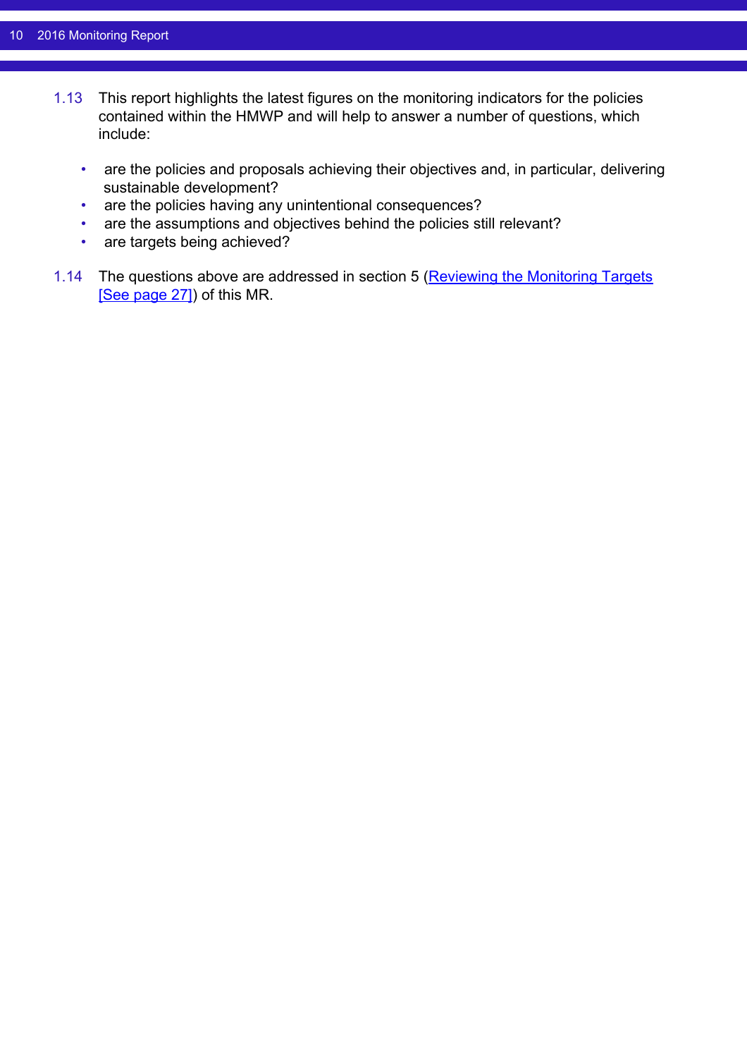1.13 This report highlights the latest figures on the monitoring indicators for the policies contained within the HMWP and will help to answer a number of questions, which include:

- are the policies and proposals achieving their objectives and, in particular, delivering sustainable development?
- are the policies having any unintentional consequences?
- are the assumptions and objectives behind the policies still relevant?
- are targets being achieved?

1.14 The questions above are addressed in section 5 (Reviewing the Monitoring Targets [See page 27]) of this MR.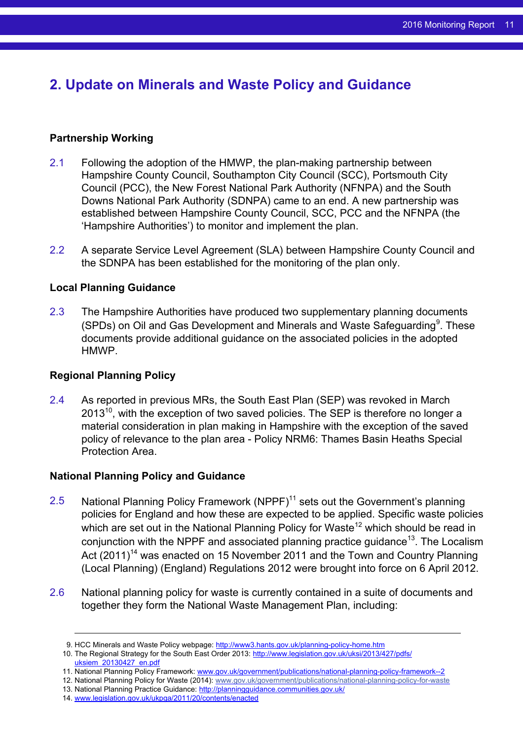## 2. Update on Minerals and Waste Policy and Guidance

### Partnership Working

2.1 Following the adoption of the HMWP, the plan-making partnership between Hampshire County Council, Southampton City Council (SCC), Portsmouth City Council (PCC), the New Forest National Park Authority (NFNPA) and the South Downs National Park Authority (SDNPA) came to an end. A new partnership was established between Hampshire County Council, SCC, PCC and the NFNPA (the 'Hampshire Authorities') to monitor and implement the plan.

2.2 A separate Service Level Agreement (SLA) between Hampshire County Council and the SDNPA has been established for the monitoring of the plan only.

### Local Planning Guidance

2.3 The Hampshire Authorities have produced two supplementary planning documents (SPDs) on Oil and Gas Development and Minerals and Waste Safeguarding[9]. These documents provide additional guidance on the associated policies in the adopted HMWP.

### Regional Planning Policy

2.4 As reported in previous MRs, the South East Plan (SEP) was revoked in March 2013[10], with the exception of two saved policies. The SEP is therefore no longer a material consideration in plan making in Hampshire with the exception of the saved policy of relevance to the plan area - Policy NRM6: Thames Basin Heaths Special Protection Area.

### National Planning Policy and Guidance

2.5 National Planning Policy Framework (NPPF)[11] sets out the Government's planning policies for England and how these are expected to be applied. Specific waste policies which are set out in the National Planning Policy for Waste[12] which should be read in conjunction with the NPPF and associated planning practice guidance[13]. The Localism Act (2011)[14] was enacted on 15 November 2011 and the Town and Country Planning (Local Planning) (England) Regulations 2012 were brought into force on 6 April 2012.

2.6 National planning policy for waste is currently contained in a suite of documents and together they form the National Waste Management Plan, including:

---

9. HCC Minerals and Waste Policy webpage: http://www3.hants.gov.uk/planning-policy-home.htm
10. The Regional Strategy for the South East Order 2013: http://www.legislation.gov.uk/uksi/2013/427/pdfs/uksiem_20130427_en.pdf
11. National Planning Policy Framework: www.gov.uk/government/publications/national-planning-policy-framework--2
12. National Planning Policy for Waste (2014): www.gov.uk/government/publications/national-planning-policy-for-waste
13. National Planning Practice Guidance: http://planningguidance.communities.gov.uk/
14. www.legislation.gov.uk/ukpga/2011/20/contents/enacted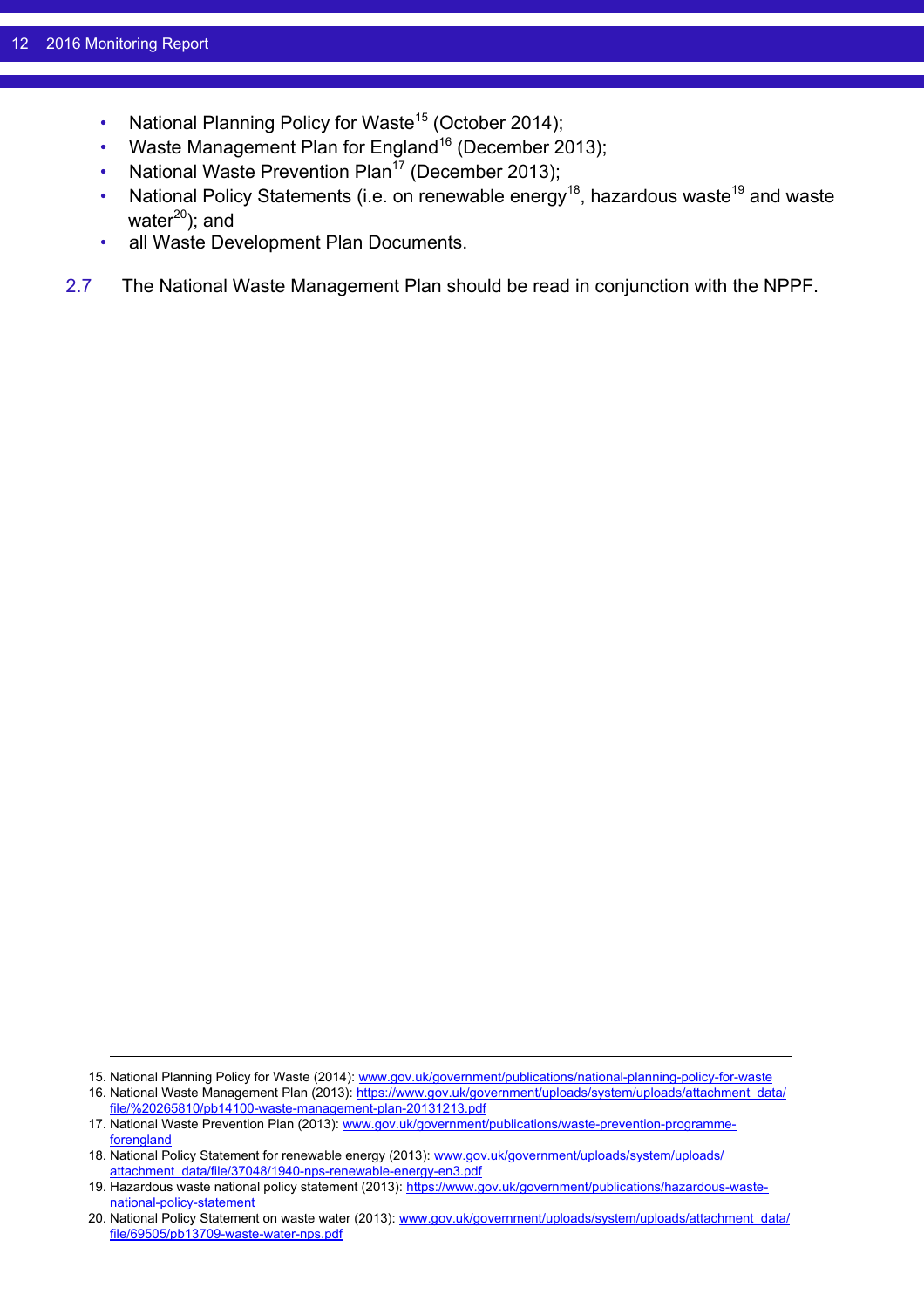- National Planning Policy for Waste[15] (October 2014);
- Waste Management Plan for England[16] (December 2013);
- National Waste Prevention Plan[17] (December 2013);
- National Policy Statements (i.e. on renewable energy[18], hazardous waste[19] and waste water[20]); and
- all Waste Development Plan Documents.

2.7 The National Waste Management Plan should be read in conjunction with the NPPF.

---

15. National Planning Policy for Waste (2014): www.gov.uk/government/publications/national-planning-policy-for-waste
16. National Waste Management Plan (2013): https://www.gov.uk/government/uploads/system/uploads/attachment_data/file/%20265810/pb14100-waste-management-plan-20131213.pdf
17. National Waste Prevention Plan (2013): www.gov.uk/government/publications/waste-prevention-programme-forengland
18. National Policy Statement for renewable energy (2013): www.gov.uk/government/uploads/system/uploads/attachment_data/file/37048/1940-nps-renewable-energy-en3.pdf
19. Hazardous waste national policy statement (2013): https://www.gov.uk/government/publications/hazardous-waste-national-policy-statement
20. National Policy Statement on waste water (2013): www.gov.uk/government/uploads/system/uploads/attachment_data/file/69505/pb13709-waste-water-nps.pdf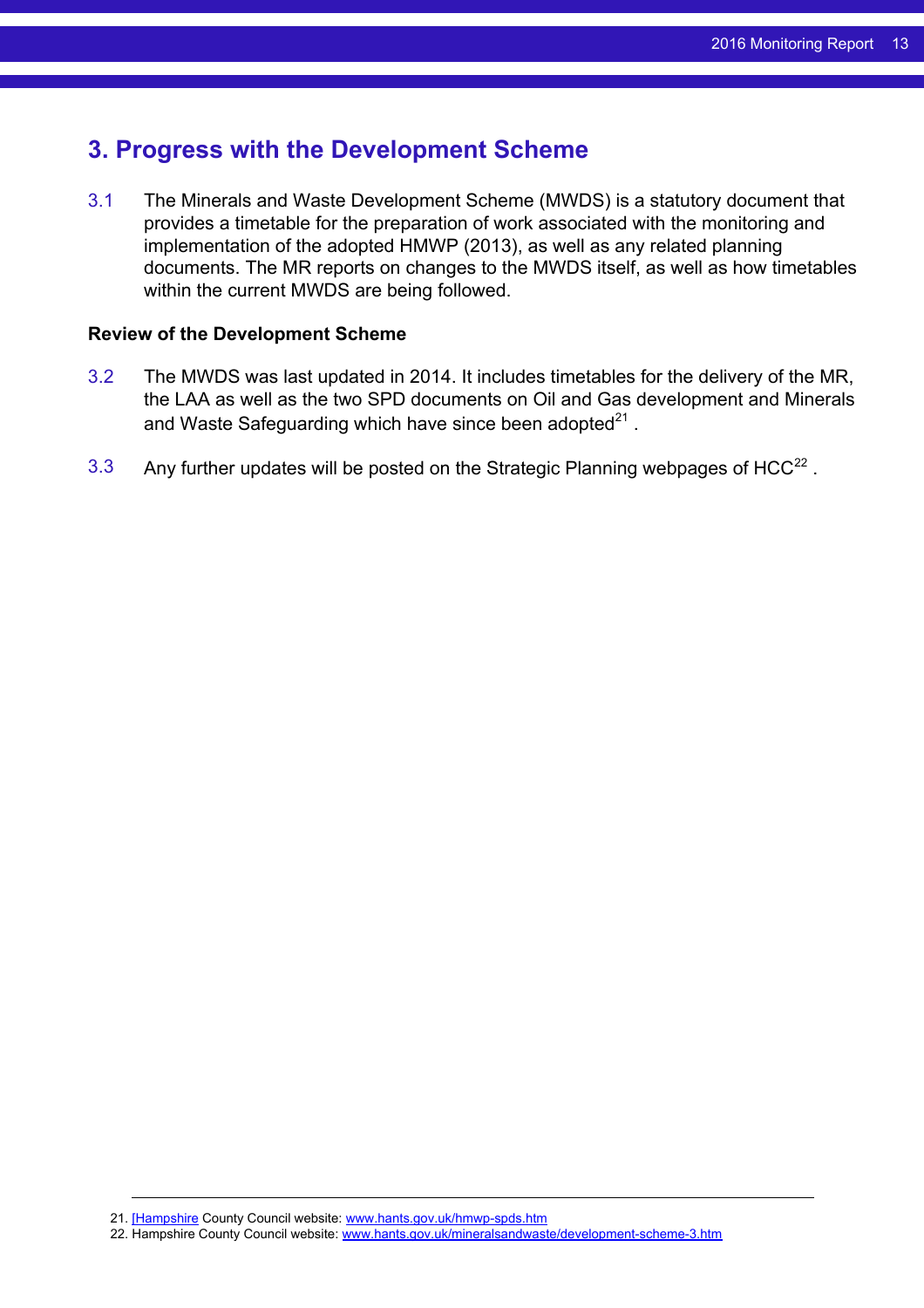# 3. Progress with the Development Scheme

3.1 The Minerals and Waste Development Scheme (MWDS) is a statutory document that provides a timetable for the preparation of work associated with the monitoring and implementation of the adopted HMWP (2013), as well as any related planning documents. The MR reports on changes to the MWDS itself, as well as how timetables within the current MWDS are being followed.

**Review of the Development Scheme**

3.2 The MWDS was last updated in 2014. It includes timetables for the delivery of the MR, the LAA as well as the two SPD documents on Oil and Gas development and Minerals and Waste Safeguarding which have since been adopted[21] .

3.3 Any further updates will be posted on the Strategic Planning webpages of HCC[22] .

21. [Hampshire County Council website: www.hants.gov.uk/hmwp-spds.htm
22. Hampshire County Council website: www.hants.gov.uk/mineralsandwaste/development-scheme-3.htm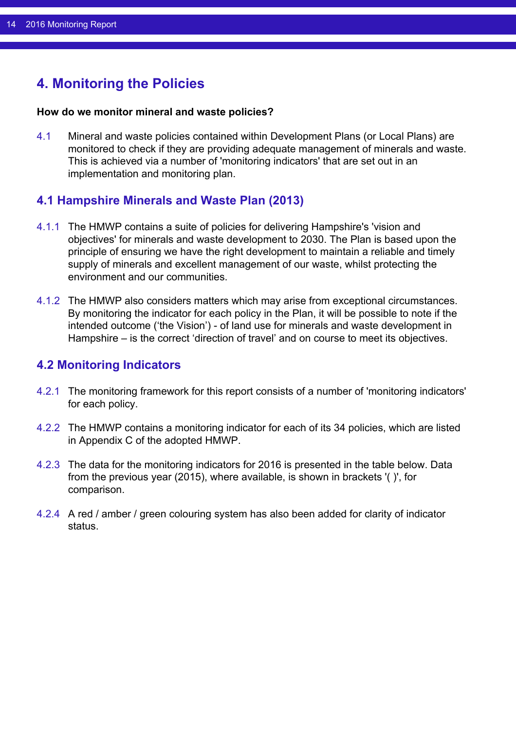# 4. Monitoring the Policies

**How do we monitor mineral and waste policies?**

4.1 Mineral and waste policies contained within Development Plans (or Local Plans) are monitored to check if they are providing adequate management of minerals and waste. This is achieved via a number of 'monitoring indicators' that are set out in an implementation and monitoring plan.

## 4.1 Hampshire Minerals and Waste Plan (2013)

4.1.1 The HMWP contains a suite of policies for delivering Hampshire's 'vision and objectives' for minerals and waste development to 2030. The Plan is based upon the principle of ensuring we have the right development to maintain a reliable and timely supply of minerals and excellent management of our waste, whilst protecting the environment and our communities.

4.1.2 The HMWP also considers matters which may arise from exceptional circumstances. By monitoring the indicator for each policy in the Plan, it will be possible to note if the intended outcome ('the Vision') - of land use for minerals and waste development in Hampshire – is the correct 'direction of travel' and on course to meet its objectives.

## 4.2 Monitoring Indicators

4.2.1 The monitoring framework for this report consists of a number of 'monitoring indicators' for each policy.

4.2.2 The HMWP contains a monitoring indicator for each of its 34 policies, which are listed in Appendix C of the adopted HMWP.

4.2.3 The data for the monitoring indicators for 2016 is presented in the table below. Data from the previous year (2015), where available, is shown in brackets '( )', for comparison.

4.2.4 A red / amber / green colouring system has also been added for clarity of indicator status.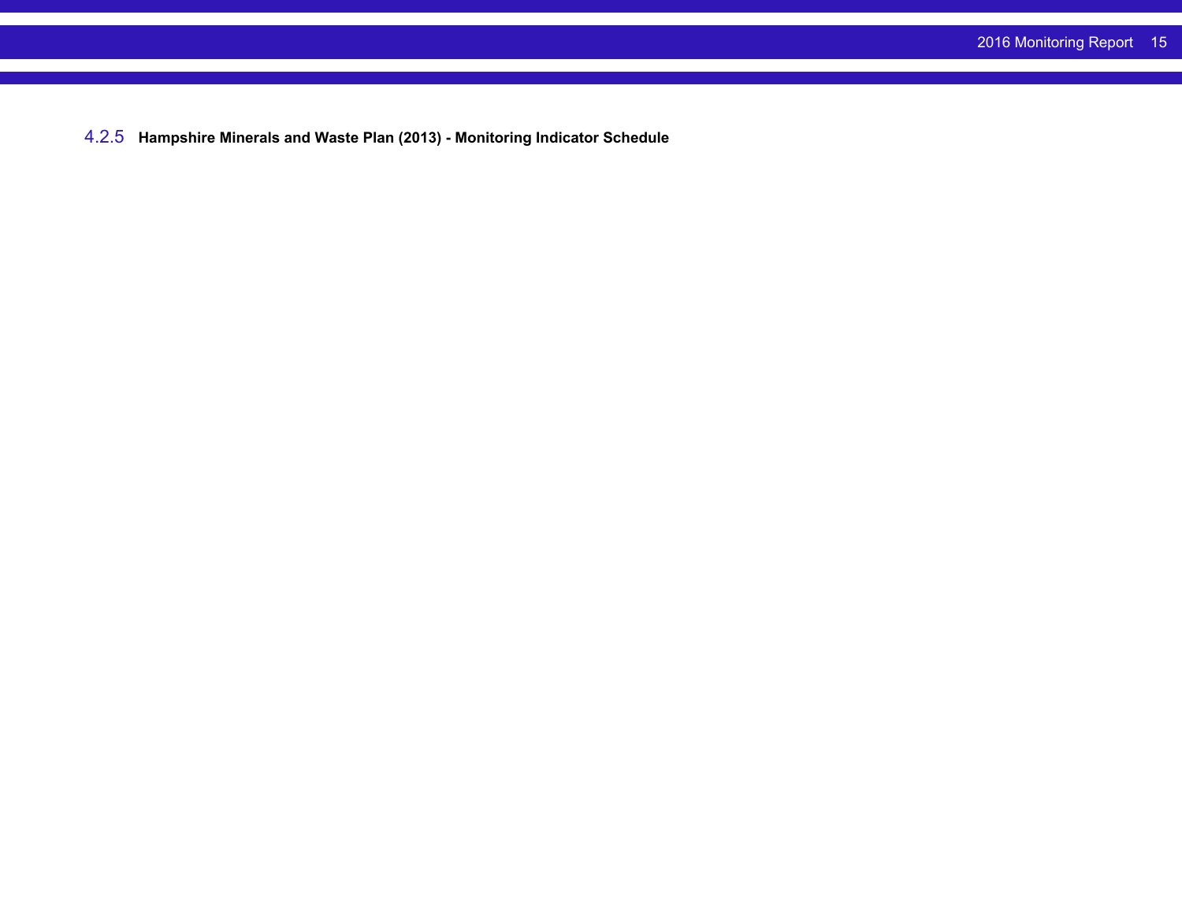#### 4.2.5 Hampshire Minerals and Waste Plan (2013) - Monitoring Indicator Schedule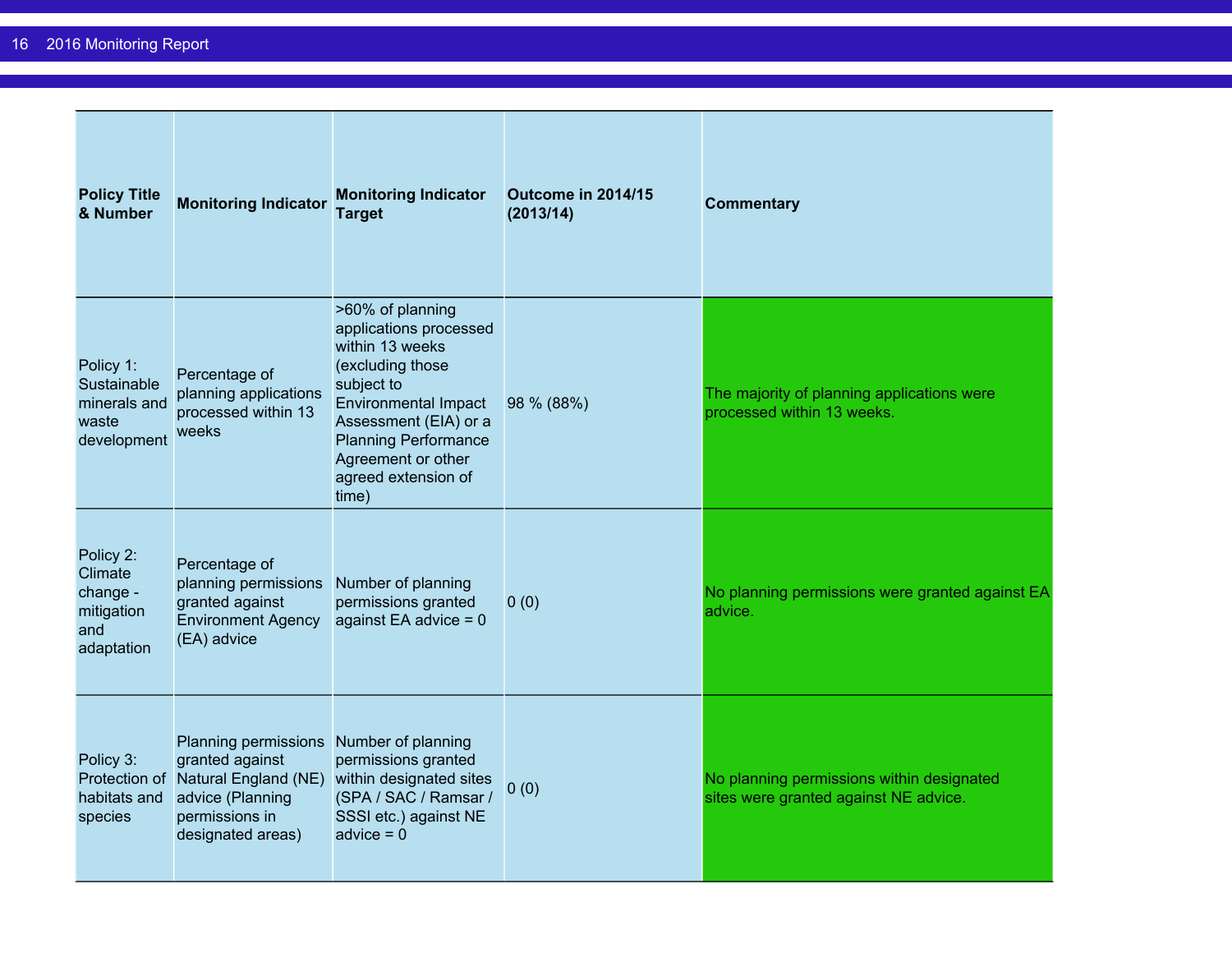| Policy Title & Number | Monitoring Indicator | Monitoring Indicator Target | Outcome in 2014/15 (2013/14) | Commentary |
|---|---|---|---|---|
| Policy 1: Sustainable minerals and waste development | Percentage of planning applications processed within 13 weeks | >60% of planning applications processed within 13 weeks (excluding those subject to Environmental Impact Assessment (EIA) or a Planning Performance Agreement or other agreed extension of time) | 98 % (88%) | The majority of planning applications were processed within 13 weeks. |
| Policy 2: Climate change - mitigation and adaptation | Percentage of planning permissions granted against Environment Agency (EA) advice | Number of planning permissions granted against EA advice = 0 | 0 (0) | No planning permissions were granted against EA advice. |
| Policy 3: Protection of habitats and species | Planning permissions granted against Natural England (NE) advice (Planning permissions in designated areas) | Number of planning permissions granted within designated sites (SPA / SAC / Ramsar / SSSI etc.) against NE advice = 0 | 0 (0) | No planning permissions within designated sites were granted against NE advice. |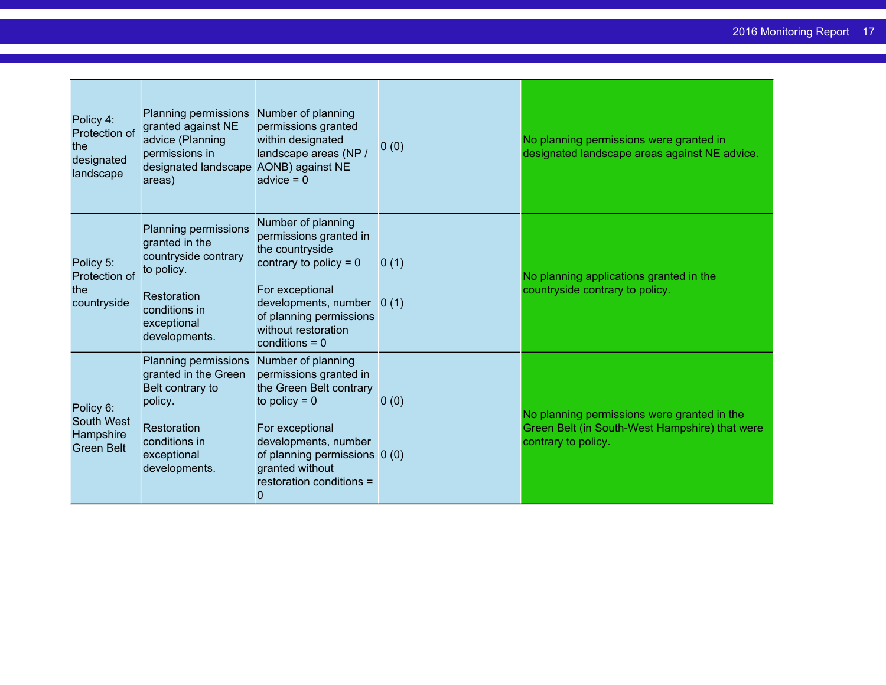| | | | | |
|---|---|---|---|---|
| Policy 4: Protection of the designated landscape | Planning permissions granted against NE advice (Planning permissions in designated landscape areas) | Number of planning permissions granted within designated landscape areas (NP / AONB) against NE advice = 0 | 0 (0) | No planning permissions were granted in designated landscape areas against NE advice. |
| Policy 5: Protection of the countryside | Planning permissions granted in the countryside contrary to policy.<br><br>Restoration conditions in exceptional developments. | Number of planning permissions granted in the countryside contrary to policy = 0<br><br>For exceptional developments, number of planning permissions without restoration conditions = 0 | 0 (1)<br><br>0 (1) | No planning applications granted in the countryside contrary to policy. |
| Policy 6: South West Hampshire Green Belt | Planning permissions granted in the Green Belt contrary to policy.<br><br>Restoration conditions in exceptional developments. | Number of planning permissions granted in the Green Belt contrary to policy = 0<br><br>For exceptional developments, number of planning permissions granted without restoration conditions = 0 | 0 (0)<br><br>0 (0) | No planning permissions were granted in the Green Belt (in South-West Hampshire) that were contrary to policy. |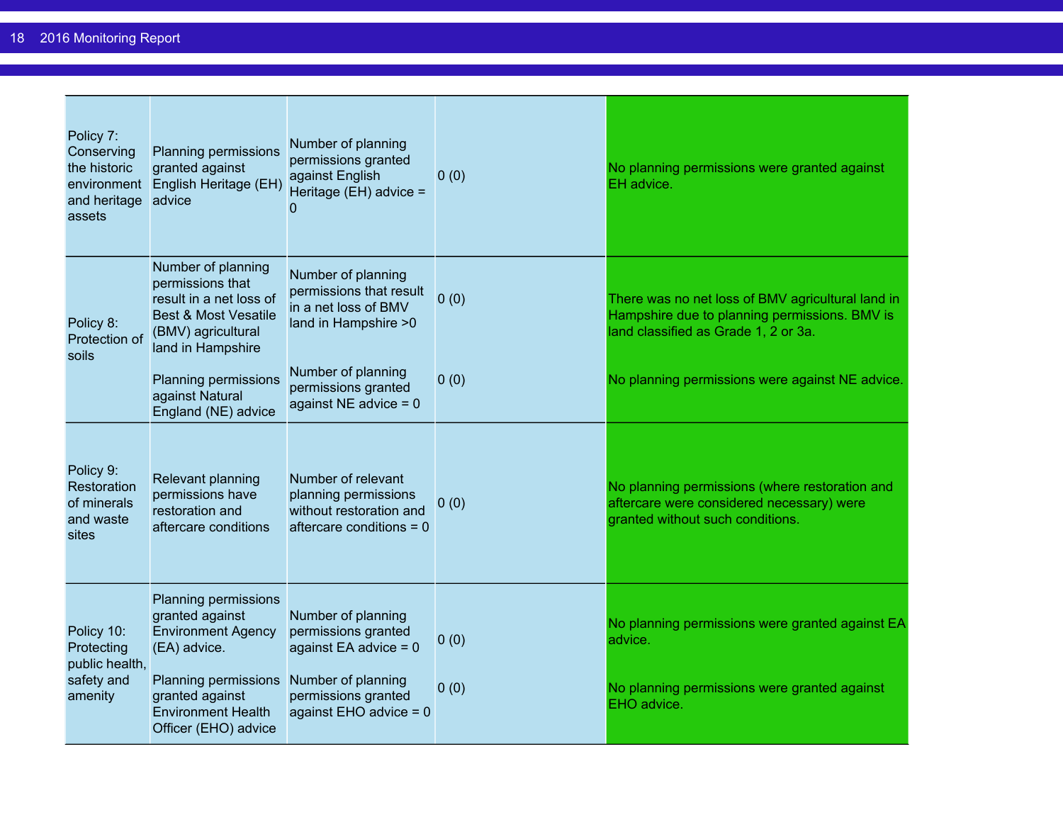| | | | | |
|---|---|---|---|---|
| Policy 7: Conserving the historic environment and heritage assets | Planning permissions granted against English Heritage (EH) advice | Number of planning permissions granted against English Heritage (EH) advice = 0 | 0 (0) | No planning permissions were granted against EH advice. |
| Policy 8: Protection of soils | Number of planning permissions that result in a net loss of Best & Most Vesatile (BMV) agricultural land in Hampshire | Number of planning permissions that result in a net loss of BMV land in Hampshire >0 | 0 (0) | There was no net loss of BMV agricultural land in Hampshire due to planning permissions. BMV is land classified as Grade 1, 2 or 3a. |
| | Planning permissions against Natural England (NE) advice | Number of planning permissions granted against NE advice = 0 | 0 (0) | No planning permissions were against NE advice. |
| Policy 9: Restoration of minerals and waste sites | Relevant planning permissions have restoration and aftercare conditions | Number of relevant planning permissions without restoration and aftercare conditions = 0 | 0 (0) | No planning permissions (where restoration and aftercare were considered necessary) were granted without such conditions. |
| Policy 10: Protecting public health, safety and amenity | Planning permissions granted against Environment Agency (EA) advice. | Number of planning permissions granted against EA advice = 0 | 0 (0) | No planning permissions were granted against EA advice. |
| | Planning permissions granted against Environment Health Officer (EHO) advice | Number of planning permissions granted against EHO advice = 0 | 0 (0) | No planning permissions were granted against EHO advice. |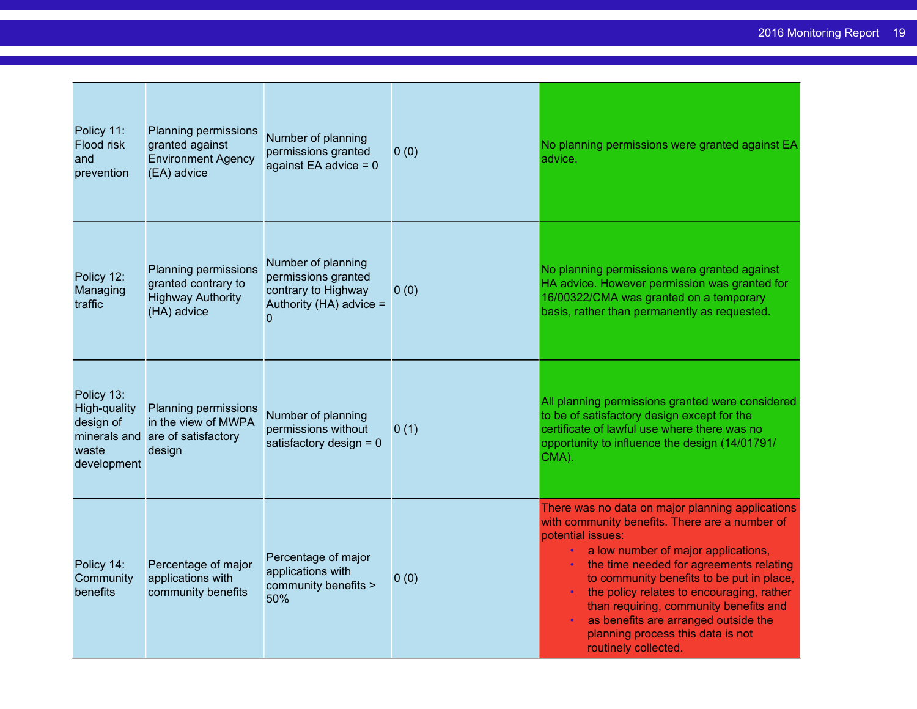| | | | | |
|---|---|---|---|---|
| Policy 11: Flood risk and prevention | Planning permissions granted against Environment Agency (EA) advice | Number of planning permissions granted against EA advice = 0 | 0 (0) | No planning permissions were granted against EA advice. |
| Policy 12: Managing traffic | Planning permissions granted contrary to Highway Authority (HA) advice | Number of planning permissions granted contrary to Highway Authority (HA) advice = 0 | 0 (0) | No planning permissions were granted against HA advice. However permission was granted for 16/00322/CMA was granted on a temporary basis, rather than permanently as requested. |
| Policy 13: High-quality design of minerals and waste development | Planning permissions in the view of MWPA are of satisfactory design | Number of planning permissions without satisfactory design = 0 | 0 (1) | All planning permissions granted were considered to be of satisfactory design except for the certificate of lawful use where there was no opportunity to influence the design (14/01791/CMA). |
| Policy 14: Community benefits | Percentage of major applications with community benefits | Percentage of major applications with community benefits > 50% | 0 (0) | There was no data on major planning applications with community benefits. There are a number of potential issues:<br>• a low number of major applications,<br>• the time needed for agreements relating to community benefits to be put in place,<br>• the policy relates to encouraging, rather than requiring, community benefits and<br>• as benefits are arranged outside the planning process this data is not routinely collected. |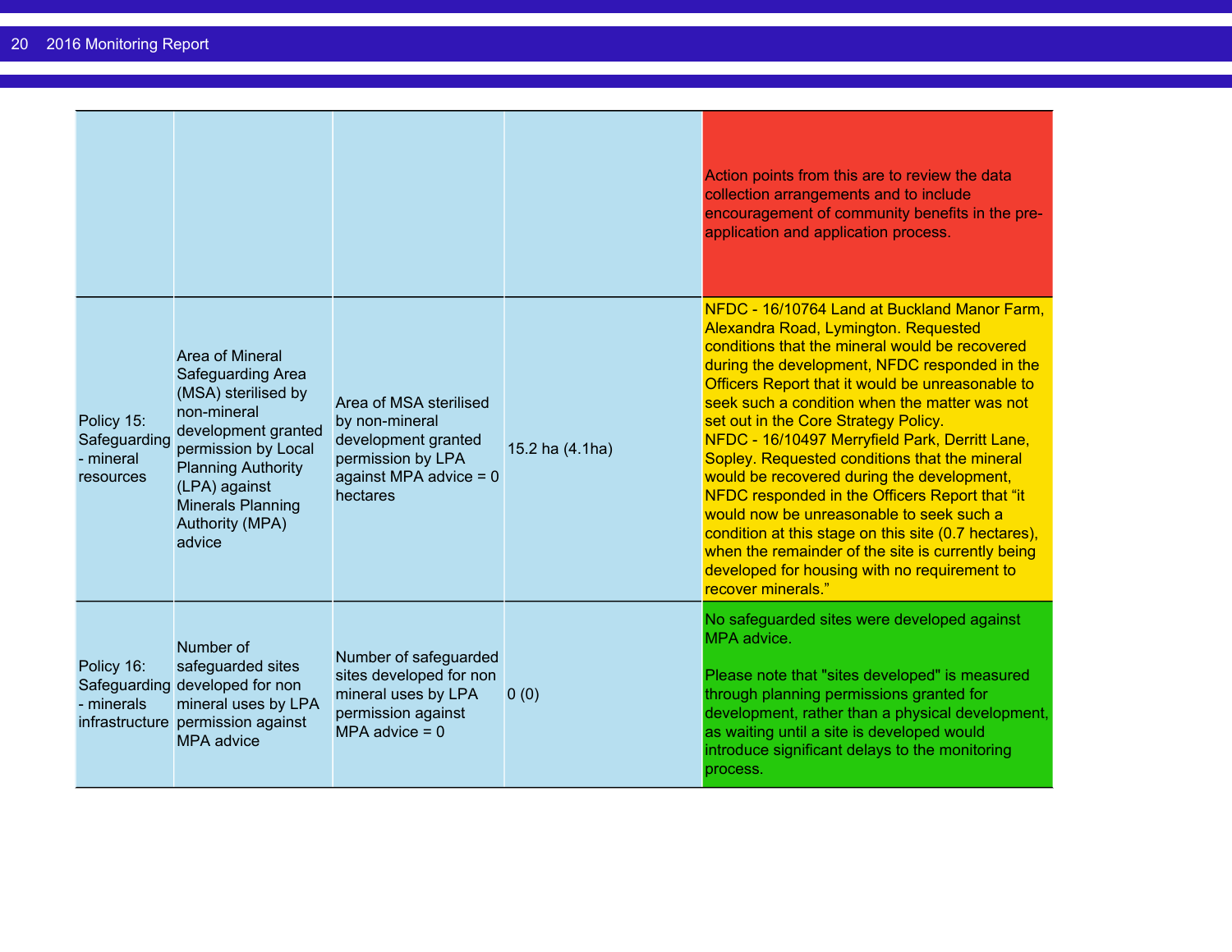| | | | | |
|---|---|---|---|---|
| | | | | Action points from this are to review the data collection arrangements and to include encouragement of community benefits in the pre-application and application process. |
| Policy 15: Safeguarding - mineral resources | Area of Mineral Safeguarding Area (MSA) sterilised by non-mineral development granted permission by Local Planning Authority (LPA) against Minerals Planning Authority (MPA) advice | Area of MSA sterilised by non-mineral development granted permission by LPA against MPA advice = 0 hectares | 15.2 ha (4.1ha) | NFDC - 16/10764 Land at Buckland Manor Farm, Alexandra Road, Lymington. Requested conditions that the mineral would be recovered during the development, NFDC responded in the Officers Report that it would be unreasonable to seek such a condition when the matter was not set out in the Core Strategy Policy.<br>NFDC - 16/10497 Merryfield Park, Derritt Lane, Sopley. Requested conditions that the mineral would be recovered during the development, NFDC responded in the Officers Report that "it would now be unreasonable to seek such a condition at this stage on this site (0.7 hectares), when the remainder of the site is currently being developed for housing with no requirement to recover minerals." |
| Policy 16: Safeguarding - minerals infrastructure | Number of safeguarded sites developed for non mineral uses by LPA permission against MPA advice | Number of safeguarded sites developed for non mineral uses by LPA permission against MPA advice = 0 | 0 (0) | No safeguarded sites were developed against MPA advice.<br><br>Please note that "sites developed" is measured through planning permissions granted for development, rather than a physical development, as waiting until a site is developed would introduce significant delays to the monitoring process. |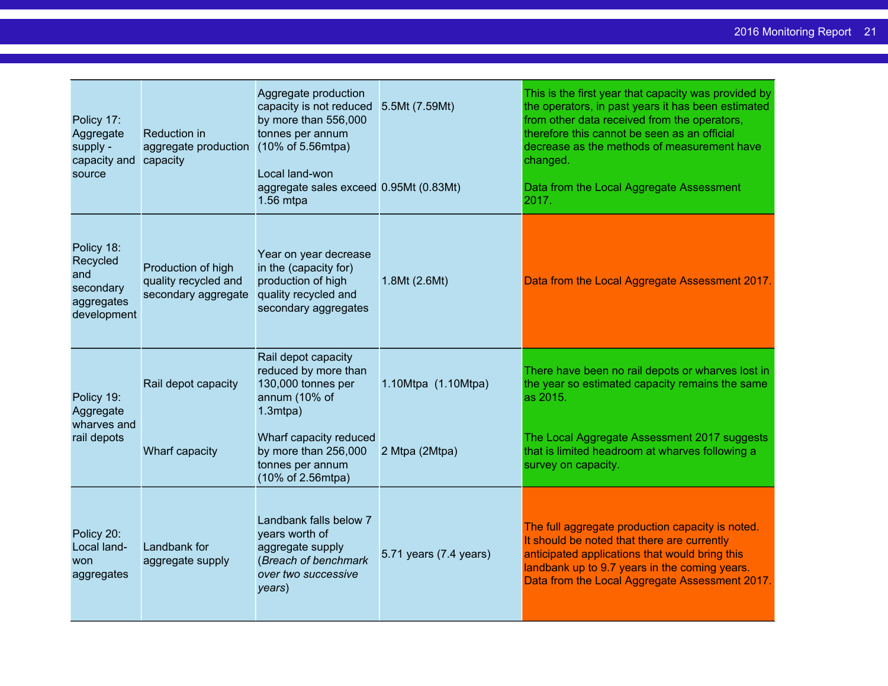| | | | | |
|---|---|---|---|---|
| Policy 17: Aggregate supply - capacity and source | Reduction in aggregate production capacity | Aggregate production capacity is not reduced by more than 556,000 tonnes per annum (10% of 5.56mtpa)<br><br>Local land-won aggregate sales exceed 1.56 mtpa | 5.5Mt (7.59Mt)<br><br>0.95Mt (0.83Mt) | This is the first year that capacity was provided by the operators, in past years it has been estimated from other data received from the operators, therefore this cannot be seen as an official decrease as the methods of measurement have changed.<br><br>Data from the Local Aggregate Assessment 2017. |
| Policy 18: Recycled and secondary aggregates development | Production of high quality recycled and secondary aggregate | Year on year decrease in the (capacity for) production of high quality recycled and secondary aggregates | 1.8Mt (2.6Mt) | Data from the Local Aggregate Assessment 2017. |
| Policy 19: Aggregate wharves and rail depots | Rail depot capacity<br><br>Wharf capacity | Rail depot capacity reduced by more than 130,000 tonnes per annum (10% of 1.3mtpa)<br><br>Wharf capacity reduced by more than 256,000 tonnes per annum (10% of 2.56mtpa) | 1.10Mtpa (1.10Mtpa)<br><br>2 Mtpa (2Mtpa) | There have been no rail depots or wharves lost in the year so estimated capacity remains the same as 2015.<br><br>The Local Aggregate Assessment 2017 suggests that is limited headroom at wharves following a survey on capacity. |
| Policy 20: Local land-won aggregates | Landbank for aggregate supply | Landbank falls below 7 years worth of aggregate supply (*Breach of benchmark over two successive years*) | 5.71 years (7.4 years) | The full aggregate production capacity is noted. It should be noted that there are currently anticipated applications that would bring this landbank up to 9.7 years in the coming years. Data from the Local Aggregate Assessment 2017. |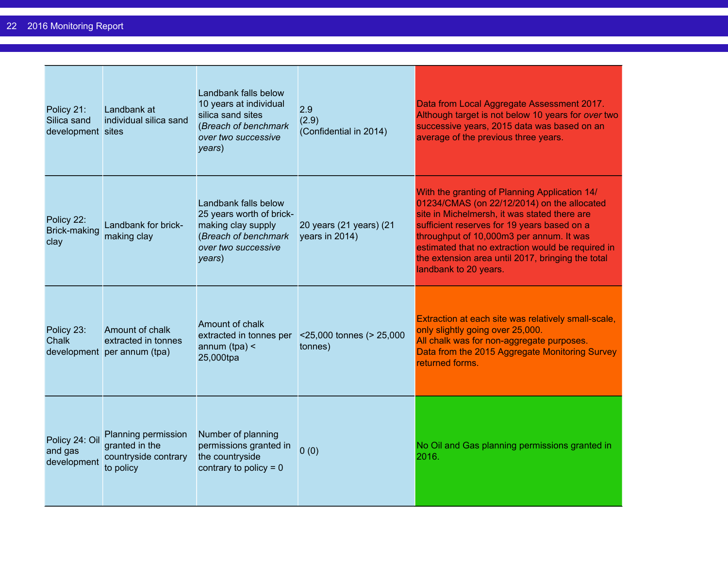| | | | | |
|---|---|---|---|---|
| Policy 21: Silica sand development | Landbank at individual silica sand sites | Landbank falls below 10 years at individual silica sand sites (*Breach of benchmark over two successive years*) | 2.9<br>(2.9)<br>(Confidential in 2014) | Data from Local Aggregate Assessment 2017. Although target is not below 10 years for *over* two successive years, 2015 data was based on an average of the previous three years. |
| Policy 22: Brick-making clay | Landbank for brick-making clay | Landbank falls below 25 years worth of brick-making clay supply (*Breach of benchmark over two successive years*) | 20 years (21 years) (21 years in 2014) | With the granting of Planning Application 14/01234/CMAS (on 22/12/2014) on the allocated site in Michelmersh, it was stated there are sufficient reserves for 19 years based on a throughput of 10,000m3 per annum. It was estimated that no extraction would be required in the extension area until 2017, bringing the total landbank to 20 years. |
| Policy 23: Chalk development | Amount of chalk extracted in tonnes per annum (tpa) | Amount of chalk extracted in tonnes per annum (tpa) < 25,000tpa | <25,000 tonnes (> 25,000 tonnes) | Extraction at each site was relatively small-scale, only slightly going over 25,000.<br>All chalk was for non-aggregate purposes.<br>Data from the 2015 Aggregate Monitoring Survey returned forms. |
| Policy 24: Oil and gas development | Planning permission granted in the countryside contrary to policy | Number of planning permissions granted in the countryside contrary to policy = 0 | 0 (0) | No Oil and Gas planning permissions granted in 2016. |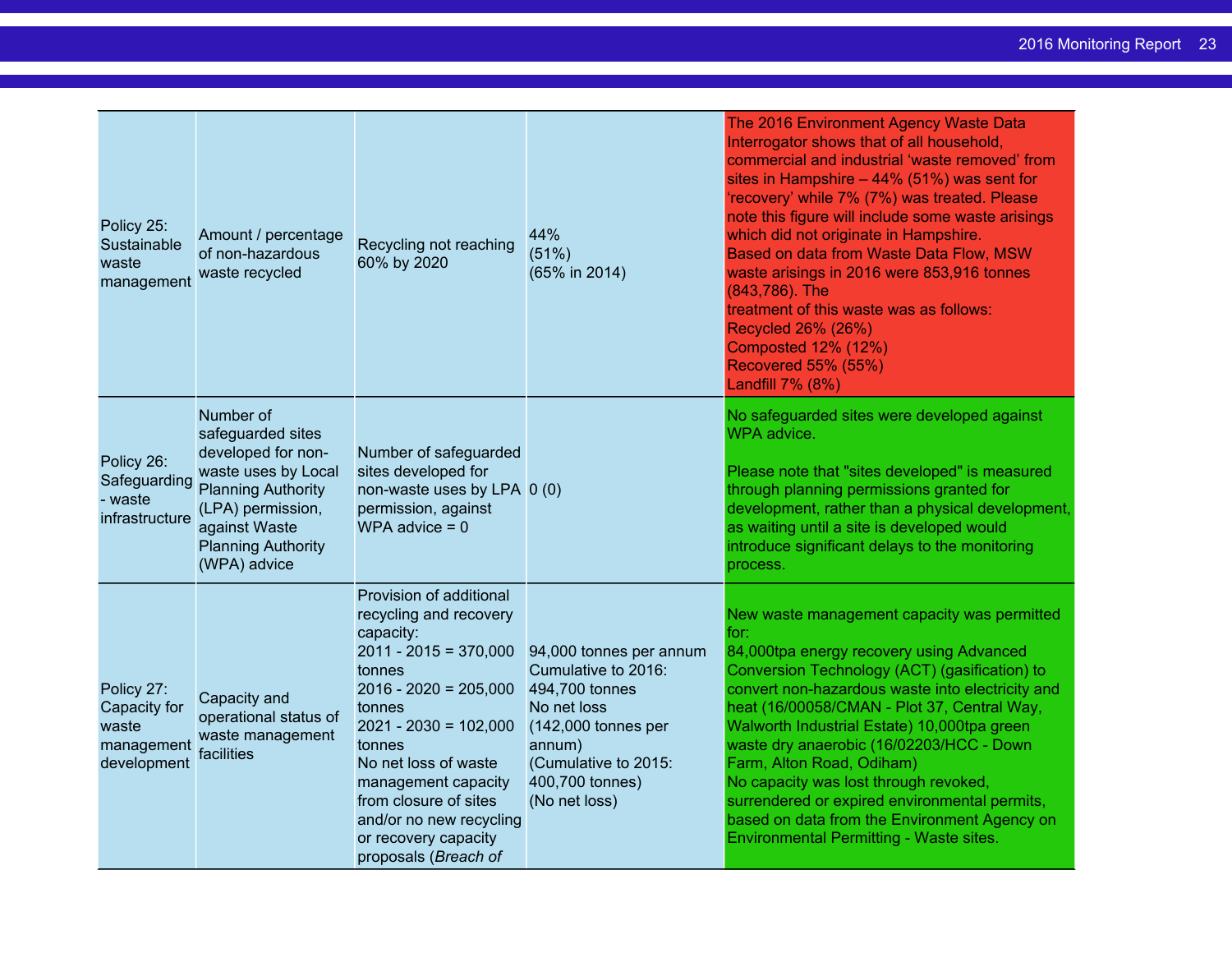| | | | | |
|---|---|---|---|---|
| Policy 25: Sustainable waste management | Amount / percentage of non-hazardous waste recycled | Recycling not reaching 60% by 2020 | 44%<br>(51%)<br>(65% in 2014) | The 2016 Environment Agency Waste Data Interrogator shows that of all household, commercial and industrial 'waste removed' from sites in Hampshire – 44% (51%) was sent for 'recovery' while 7% (7%) was treated. Please note this figure will include some waste arisings which did not originate in Hampshire.<br>Based on data from Waste Data Flow, MSW waste arisings in 2016 were 853,916 tonnes (843,786). The treatment of this waste was as follows:<br>Recycled 26% (26%)<br>Composted 12% (12%)<br>Recovered 55% (55%)<br>Landfill 7% (8%) |
| Policy 26: Safeguarding - waste infrastructure | Number of safeguarded sites developed for non-waste uses by Local Planning Authority (LPA) permission, against Waste Planning Authority (WPA) advice | Number of safeguarded sites developed for non-waste uses by LPA permission, against WPA advice = 0 | 0 (0) | No safeguarded sites were developed against WPA advice.<br><br>Please note that "sites developed" is measured through planning permissions granted for development, rather than a physical development, as waiting until a site is developed would introduce significant delays to the monitoring process. |
| Policy 27: Capacity for waste management development | Capacity and operational status of waste management facilities | Provision of additional recycling and recovery capacity:<br>2011 - 2015 = 370,000 tonnes<br>2016 - 2020 = 205,000 tonnes<br>2021 - 2030 = 102,000 tonnes<br>No net loss of waste management capacity from closure of sites and/or no new recycling or recovery capacity proposals (*Breach of* | 94,000 tonnes per annum<br>Cumulative to 2016: 494,700 tonnes<br>No net loss<br>(142,000 tonnes per annum)<br>(Cumulative to 2015: 400,700 tonnes)<br>(No net loss) | New waste management capacity was permitted for:<br>84,000tpa energy recovery using Advanced Conversion Technology (ACT) (gasification) to convert non-hazardous waste into electricity and heat (16/00058/CMAN - Plot 37, Central Way, Walworth Industrial Estate) 10,000tpa green waste dry anaerobic (16/02203/HCC - Down Farm, Alton Road, Odiham)<br>No capacity was lost through revoked, surrendered or expired environmental permits, based on data from the Environment Agency on Environmental Permitting - Waste sites. |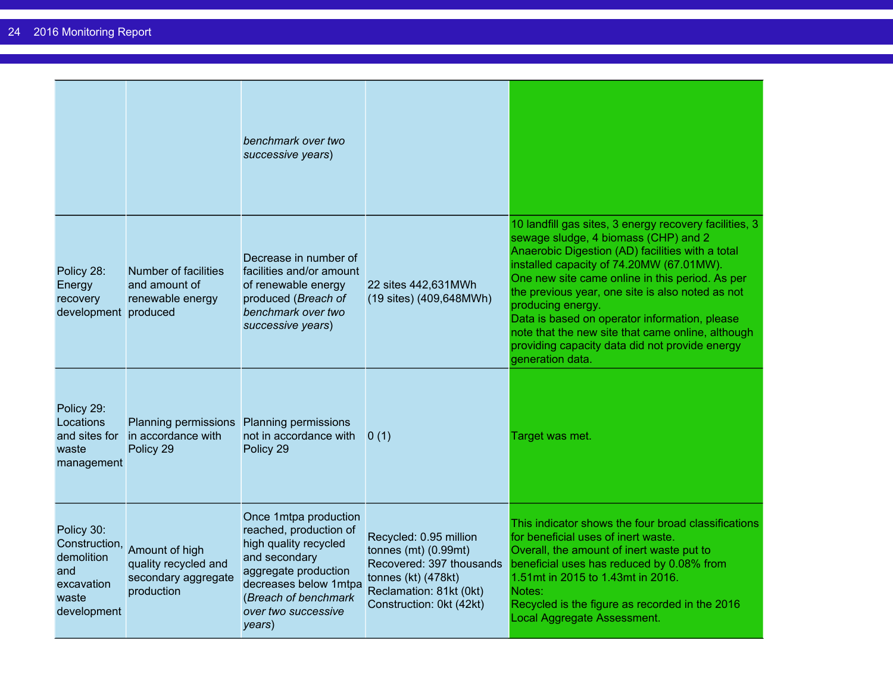| | | | | |
|---|---|---|---|---|
| | | *benchmark over two successive years*) | | |
| Policy 28: Energy recovery development | Number of facilities and amount of renewable energy produced | Decrease in number of facilities and/or amount of renewable energy produced (*Breach of benchmark over two successive years*) | 22 sites 442,631MWh (19 sites) (409,648MWh) | 10 landfill gas sites, 3 energy recovery facilities, 3 sewage sludge, 4 biomass (CHP) and 2 Anaerobic Digestion (AD) facilities with a total installed capacity of 74.20MW (67.01MW). One new site came online in this period. As per the previous year, one site is also noted as not producing energy. Data is based on operator information, please note that the new site that came online, although providing capacity data did not provide energy generation data. |
| Policy 29: Locations and sites for waste management | Planning permissions in accordance with Policy 29 | Planning permissions not in accordance with Policy 29 | 0 (1) | Target was met. |
| Policy 30: Construction, demolition and excavation waste development | Amount of high quality recycled and secondary aggregate production | Once 1mtpa production reached, production of high quality recycled and secondary aggregate production decreases below 1mtpa (*Breach of benchmark over two successive years*) | Recycled: 0.95 million tonnes (mt) (0.99mt) Recovered: 397 thousands tonnes (kt) (478kt) Reclamation: 81kt (0kt) Construction: 0kt (42kt) | This indicator shows the four broad classifications for beneficial uses of inert waste. Overall, the amount of inert waste put to beneficial uses has reduced by 0.08% from 1.51mt in 2015 to 1.43mt in 2016. Notes: Recycled is the figure as recorded in the 2016 Local Aggregate Assessment. |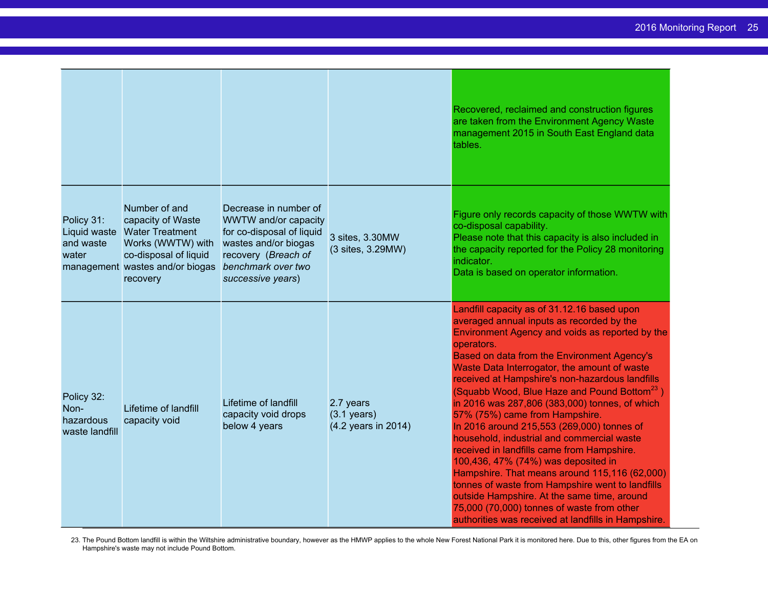| | | | | |
|---|---|---|---|---|
| | | | | Recovered, reclaimed and construction figures are taken from the Environment Agency Waste management 2015 in South East England data tables. |
| Policy 31: Liquid waste and waste water management | Number of and capacity of Waste Water Treatment Works (WWTW) with co-disposal of liquid wastes and/or biogas recovery | Decrease in number of WWTW and/or capacity for co-disposal of liquid wastes and/or biogas recovery (*Breach of benchmark over two successive years*) | 3 sites, 3.30MW (3 sites, 3.29MW) | Figure only records capacity of those WWTW with co-disposal capability. Please note that this capacity is also included in the capacity reported for the Policy 28 monitoring indicator. Data is based on operator information. |
| Policy 32: Non-hazardous waste landfill | Lifetime of landfill capacity void | Lifetime of landfill capacity void drops below 4 years | 2.7 years (3.1 years) (4.2 years in 2014) | Landfill capacity as of 31.12.16 based upon averaged annual inputs as recorded by the Environment Agency and voids as reported by the operators. Based on data from the Environment Agency's Waste Data Interrogator, the amount of waste received at Hampshire's non-hazardous landfills (Squabb Wood, Blue Haze and Pound Bottom[23] ) in 2016 was 287,806 (383,000) tonnes, of which 57% (75%) came from Hampshire. In 2016 around 215,553 (269,000) tonnes of household, industrial and commercial waste received in landfills came from Hampshire. 100,436, 47% (74%) was deposited in Hampshire. That means around 115,116 (62,000) tonnes of waste from Hampshire went to landfills outside Hampshire. At the same time, around 75,000 (70,000) tonnes of waste from other authorities was received at landfills in Hampshire. |

23. The Pound Bottom landfill is within the Wiltshire administrative boundary, however as the HMWP applies to the whole New Forest National Park it is monitored here. Due to this, other figures from the EA on Hampshire's waste may not include Pound Bottom.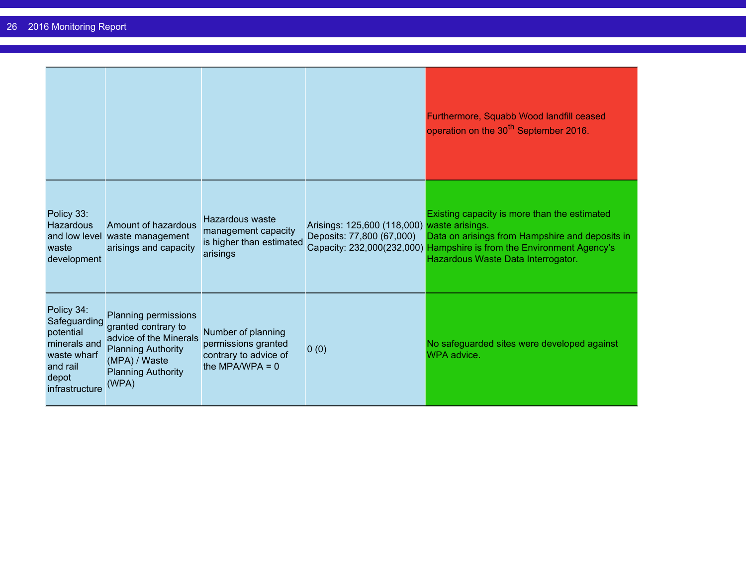| | | | | |
|---|---|---|---|---|
| | | | | Furthermore, Squabb Wood landfill ceased operation on the 30th September 2016. |
| Policy 33: Hazardous and low level waste development | Amount of hazardous waste management arisings and capacity | Hazardous waste management capacity is higher than estimated arisings | Arisings: 125,600 (118,000)<br>Deposits: 77,800 (67,000)<br>Capacity: 232,000(232,000) | Existing capacity is more than the estimated waste arisings.<br>Data on arisings from Hampshire and deposits in Hampshire is from the Environment Agency's Hazardous Waste Data Interrogator. |
| Policy 34: Safeguarding potential minerals and waste wharf and rail depot infrastructure | Planning permissions granted contrary to advice of the Minerals Planning Authority (MPA) / Waste Planning Authority (WPA) | Number of planning permissions granted contrary to advice of the MPA/WPA = 0 | 0 (0) | No safeguarded sites were developed against WPA advice. |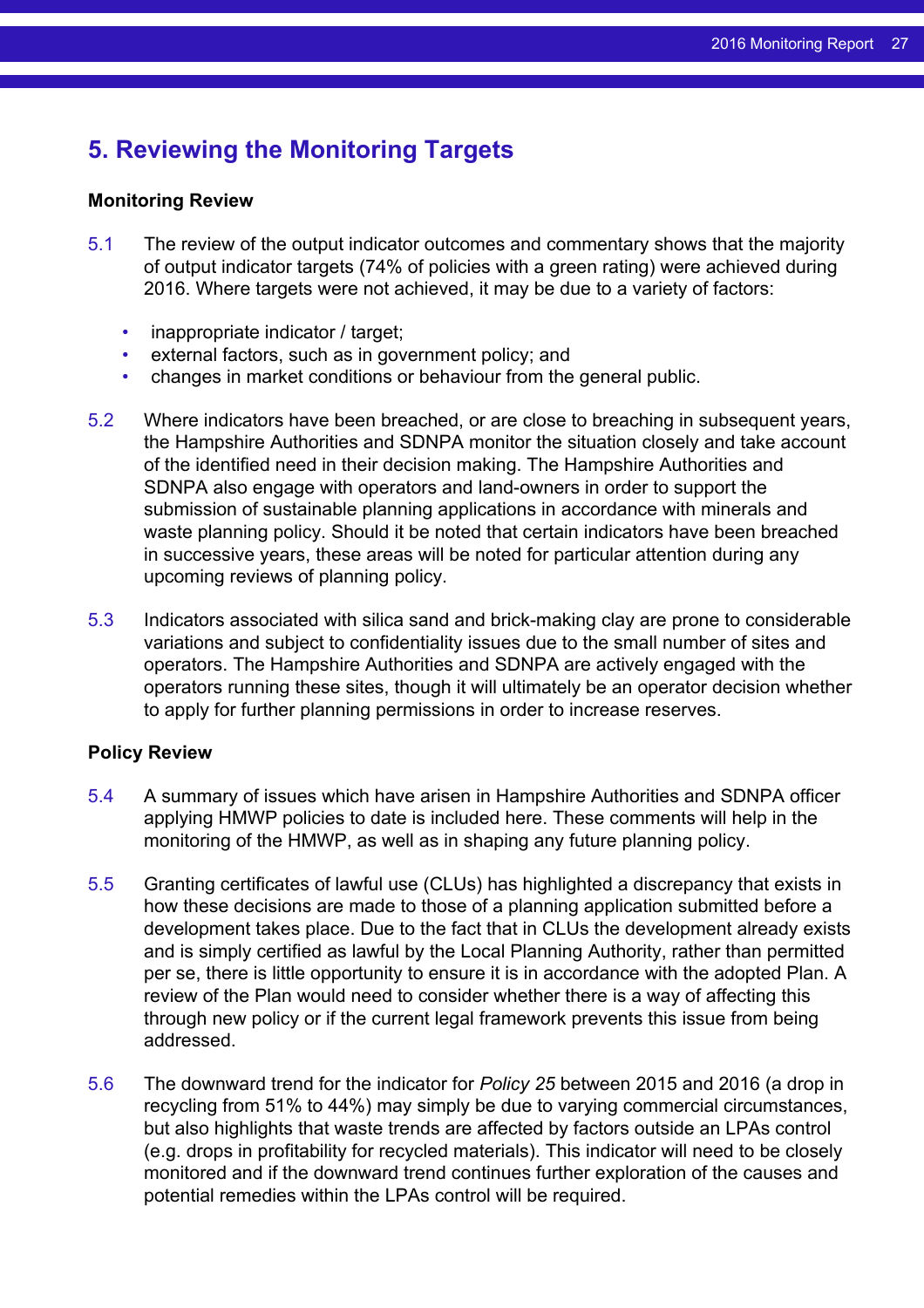# 5. Reviewing the Monitoring Targets

**Monitoring Review**

5.1 The review of the output indicator outcomes and commentary shows that the majority of output indicator targets (74% of policies with a green rating) were achieved during 2016. Where targets were not achieved, it may be due to a variety of factors:

- inappropriate indicator / target;
- external factors, such as in government policy; and
- changes in market conditions or behaviour from the general public.

5.2 Where indicators have been breached, or are close to breaching in subsequent years, the Hampshire Authorities and SDNPA monitor the situation closely and take account of the identified need in their decision making. The Hampshire Authorities and SDNPA also engage with operators and land-owners in order to support the submission of sustainable planning applications in accordance with minerals and waste planning policy. Should it be noted that certain indicators have been breached in successive years, these areas will be noted for particular attention during any upcoming reviews of planning policy.

5.3 Indicators associated with silica sand and brick-making clay are prone to considerable variations and subject to confidentiality issues due to the small number of sites and operators. The Hampshire Authorities and SDNPA are actively engaged with the operators running these sites, though it will ultimately be an operator decision whether to apply for further planning permissions in order to increase reserves.

**Policy Review**

5.4 A summary of issues which have arisen in Hampshire Authorities and SDNPA officer applying HMWP policies to date is included here. These comments will help in the monitoring of the HMWP, as well as in shaping any future planning policy.

5.5 Granting certificates of lawful use (CLUs) has highlighted a discrepancy that exists in how these decisions are made to those of a planning application submitted before a development takes place. Due to the fact that in CLUs the development already exists and is simply certified as lawful by the Local Planning Authority, rather than permitted per se, there is little opportunity to ensure it is in accordance with the adopted Plan. A review of the Plan would need to consider whether there is a way of affecting this through new policy or if the current legal framework prevents this issue from being addressed.

5.6 The downward trend for the indicator for *Policy 25* between 2015 and 2016 (a drop in recycling from 51% to 44%) may simply be due to varying commercial circumstances, but also highlights that waste trends are affected by factors outside an LPAs control (e.g. drops in profitability for recycled materials). This indicator will need to be closely monitored and if the downward trend continues further exploration of the causes and potential remedies within the LPAs control will be required.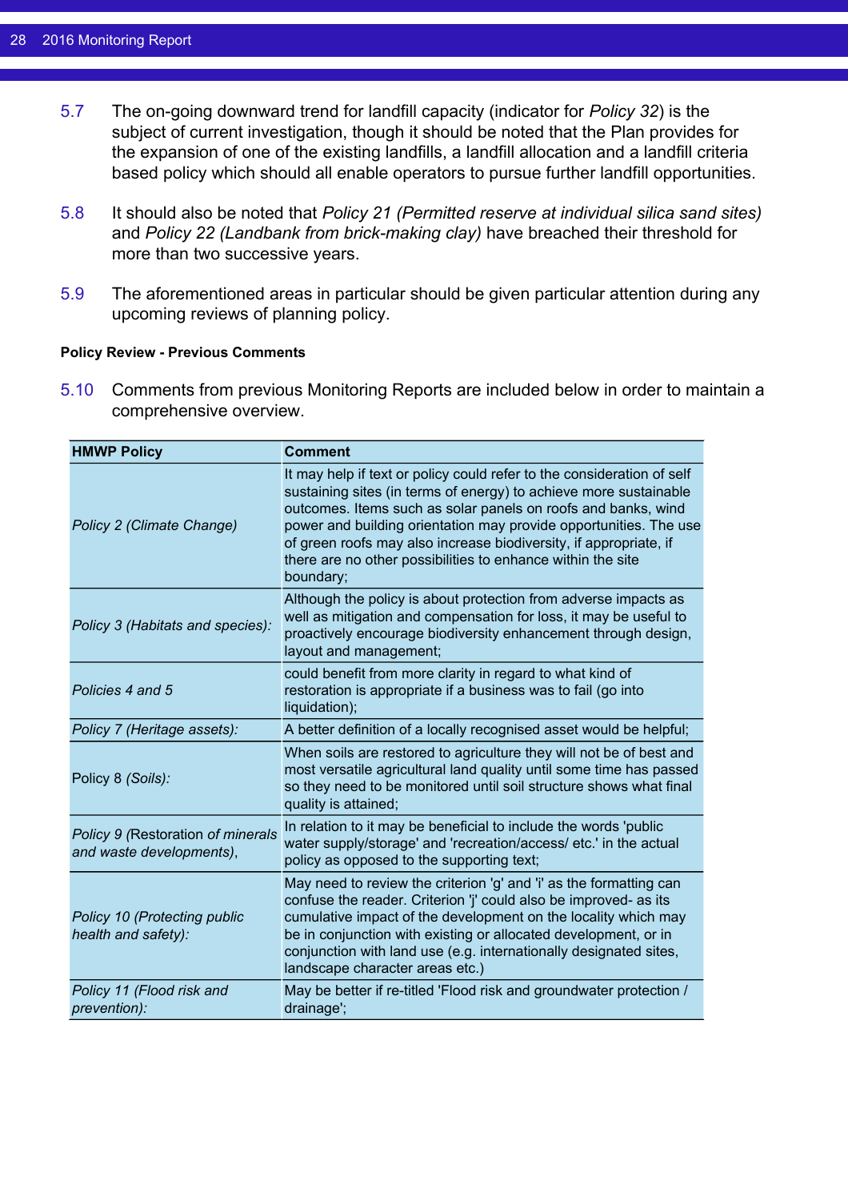5.7 The on-going downward trend for landfill capacity (indicator for *Policy 32*) is the subject of current investigation, though it should be noted that the Plan provides for the expansion of one of the existing landfills, a landfill allocation and a landfill criteria based policy which should all enable operators to pursue further landfill opportunities.

5.8 It should also be noted that *Policy 21 (Permitted reserve at individual silica sand sites)* and *Policy 22 (Landbank from brick-making clay)* have breached their threshold for more than two successive years.

5.9 The aforementioned areas in particular should be given particular attention during any upcoming reviews of planning policy.

**Policy Review - Previous Comments**

5.10 Comments from previous Monitoring Reports are included below in order to maintain a comprehensive overview.

| HMWP Policy | Comment |
|---|---|
| *Policy 2 (Climate Change)* | It may help if text or policy could refer to the consideration of self sustaining sites (in terms of energy) to achieve more sustainable outcomes. Items such as solar panels on roofs and banks, wind power and building orientation may provide opportunities. The use of green roofs may also increase biodiversity, if appropriate, if there are no other possibilities to enhance within the site boundary; |
| *Policy 3 (Habitats and species):* | Although the policy is about protection from adverse impacts as well as mitigation and compensation for loss, it may be useful to proactively encourage biodiversity enhancement through design, layout and management; |
| *Policies 4 and 5* | could benefit from more clarity in regard to what kind of restoration is appropriate if a business was to fail (go into liquidation); |
| *Policy 7 (Heritage assets):* | A better definition of a locally recognised asset would be helpful; |
| Policy 8 *(Soils):* | When soils are restored to agriculture they will not be of best and most versatile agricultural land quality until some time has passed so they need to be monitored until soil structure shows what final quality is attained; |
| *Policy 9* (Restoration *of minerals and waste developments),* | In relation to it may be beneficial to include the words 'public water supply/storage' and 'recreation/access/ etc.' in the actual policy as opposed to the supporting text; |
| *Policy 10 (Protecting public health and safety):* | May need to review the criterion 'g' and 'i' as the formatting can confuse the reader. Criterion 'j' could also be improved- as its cumulative impact of the development on the locality which may be in conjunction with existing or allocated development, or in conjunction with land use (e.g. internationally designated sites, landscape character areas etc.) |
| *Policy 11 (Flood risk and prevention):* | May be better if re-titled 'Flood risk and groundwater protection / drainage'; |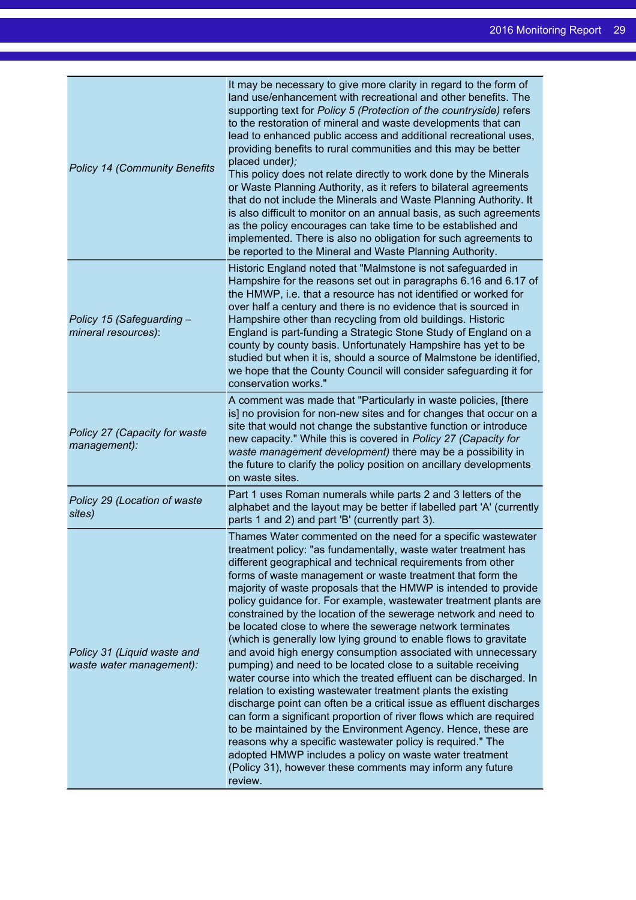| | |
|---|---|
| *Policy 14 (Community Benefits* | It may be necessary to give more clarity in regard to the form of land use/enhancement with recreational and other benefits. The supporting text for *Policy 5 (Protection of the countryside)* refers to the restoration of mineral and waste developments that can lead to enhanced public access and additional recreational uses, providing benefits to rural communities and this may be better placed under*);* This policy does not relate directly to work done by the Minerals or Waste Planning Authority, as it refers to bilateral agreements that do not include the Minerals and Waste Planning Authority. It is also difficult to monitor on an annual basis, as such agreements as the policy encourages can take time to be established and implemented. There is also no obligation for such agreements to be reported to the Mineral and Waste Planning Authority. |
| *Policy 15 (Safeguarding – mineral resources)*: | Historic England noted that "Malmstone is not safeguarded in Hampshire for the reasons set out in paragraphs 6.16 and 6.17 of the HMWP, i.e. that a resource has not identified or worked for over half a century and there is no evidence that is sourced in Hampshire other than recycling from old buildings. Historic England is part-funding a Strategic Stone Study of England on a county by county basis. Unfortunately Hampshire has yet to be studied but when it is, should a source of Malmstone be identified, we hope that the County Council will consider safeguarding it for conservation works." |
| *Policy 27 (Capacity for waste management):* | A comment was made that "Particularly in waste policies, [there is] no provision for non-new sites and for changes that occur on a site that would not change the substantive function or introduce new capacity." While this is covered in *Policy 27 (Capacity for waste management development)* there may be a possibility in the future to clarify the policy position on ancillary developments on waste sites. |
| *Policy 29 (Location of waste sites)* | Part 1 uses Roman numerals while parts 2 and 3 letters of the alphabet and the layout may be better if labelled part 'A' (currently parts 1 and 2) and part 'B' (currently part 3). |
| *Policy 31 (Liquid waste and waste water management):* | Thames Water commented on the need for a specific wastewater treatment policy: "as fundamentally, waste water treatment has different geographical and technical requirements from other forms of waste management or waste treatment that form the majority of waste proposals that the HMWP is intended to provide policy guidance for. For example, wastewater treatment plants are constrained by the location of the sewerage network and need to be located close to where the sewerage network terminates (which is generally low lying ground to enable flows to gravitate and avoid high energy consumption associated with unnecessary pumping) and need to be located close to a suitable receiving water course into which the treated effluent can be discharged. In relation to existing wastewater treatment plants the existing discharge point can often be a critical issue as effluent discharges can form a significant proportion of river flows which are required to be maintained by the Environment Agency. Hence, these are reasons why a specific wastewater policy is required." The adopted HMWP includes a policy on waste water treatment (Policy 31), however these comments may inform any future review. |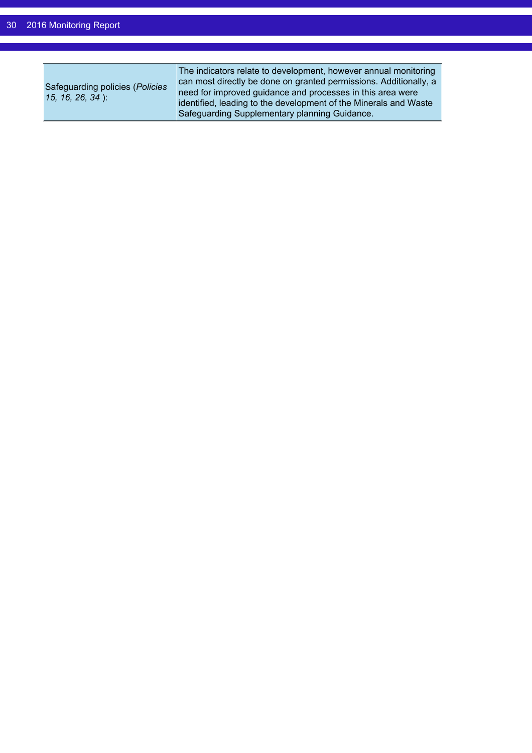| | |
|---|---|
| Safeguarding policies (*Policies 15, 16, 26, 34* ): | The indicators relate to development, however annual monitoring can most directly be done on granted permissions. Additionally, a need for improved guidance and processes in this area were identified, leading to the development of the Minerals and Waste Safeguarding Supplementary planning Guidance. |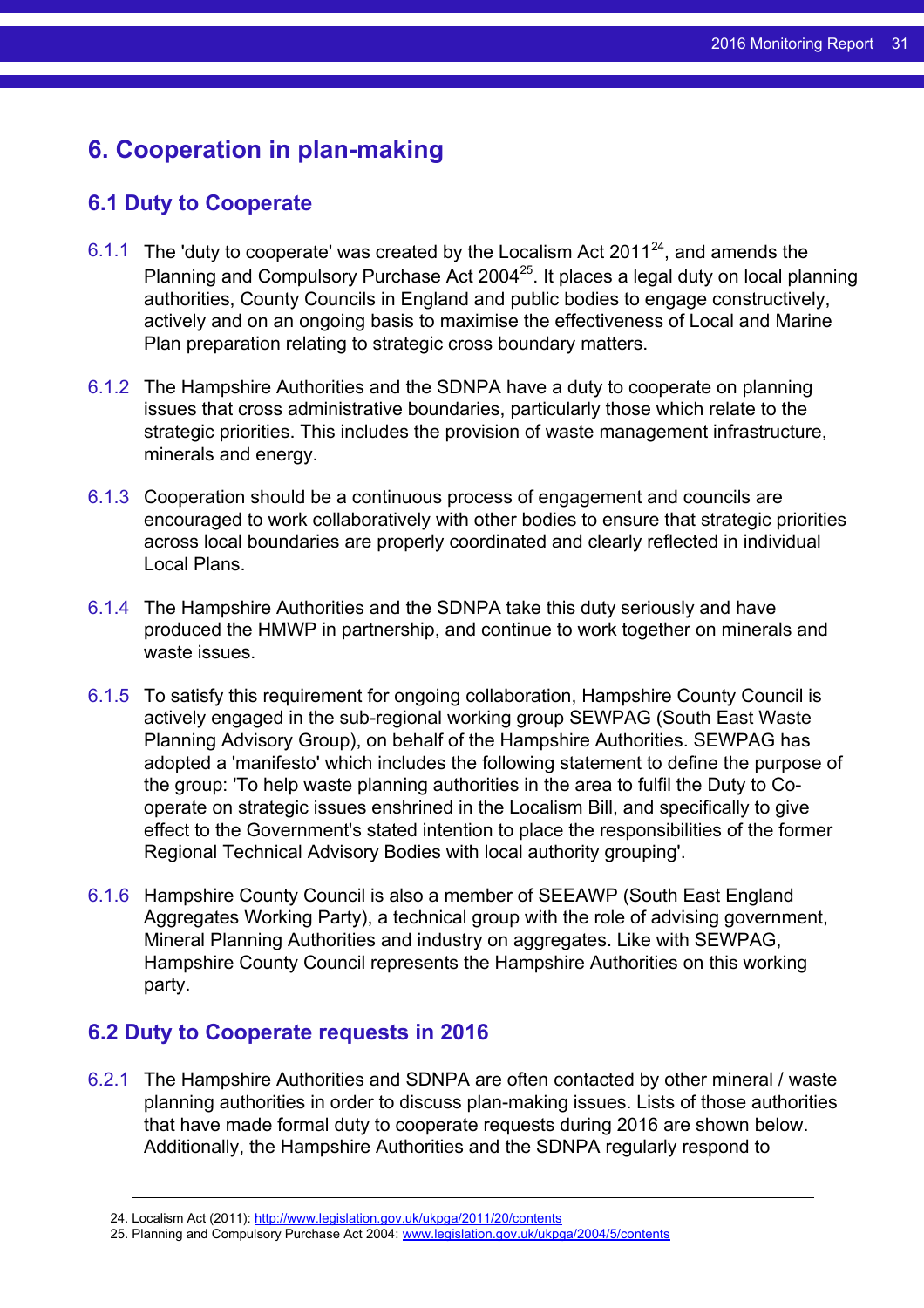# 6. Cooperation in plan-making

## 6.1 Duty to Cooperate

6.1.1 The 'duty to cooperate' was created by the Localism Act 2011[24], and amends the Planning and Compulsory Purchase Act 2004[25]. It places a legal duty on local planning authorities, County Councils in England and public bodies to engage constructively, actively and on an ongoing basis to maximise the effectiveness of Local and Marine Plan preparation relating to strategic cross boundary matters.

6.1.2 The Hampshire Authorities and the SDNPA have a duty to cooperate on planning issues that cross administrative boundaries, particularly those which relate to the strategic priorities. This includes the provision of waste management infrastructure, minerals and energy.

6.1.3 Cooperation should be a continuous process of engagement and councils are encouraged to work collaboratively with other bodies to ensure that strategic priorities across local boundaries are properly coordinated and clearly reflected in individual Local Plans.

6.1.4 The Hampshire Authorities and the SDNPA take this duty seriously and have produced the HMWP in partnership, and continue to work together on minerals and waste issues.

6.1.5 To satisfy this requirement for ongoing collaboration, Hampshire County Council is actively engaged in the sub-regional working group SEWPAG (South East Waste Planning Advisory Group), on behalf of the Hampshire Authorities. SEWPAG has adopted a 'manifesto' which includes the following statement to define the purpose of the group: 'To help waste planning authorities in the area to fulfil the Duty to Co-operate on strategic issues enshrined in the Localism Bill, and specifically to give effect to the Government's stated intention to place the responsibilities of the former Regional Technical Advisory Bodies with local authority grouping'.

6.1.6 Hampshire County Council is also a member of SEEAWP (South East England Aggregates Working Party), a technical group with the role of advising government, Mineral Planning Authorities and industry on aggregates. Like with SEWPAG, Hampshire County Council represents the Hampshire Authorities on this working party.

## 6.2 Duty to Cooperate requests in 2016

6.2.1 The Hampshire Authorities and SDNPA are often contacted by other mineral / waste planning authorities in order to discuss plan-making issues. Lists of those authorities that have made formal duty to cooperate requests during 2016 are shown below. Additionally, the Hampshire Authorities and the SDNPA regularly respond to

---

24. Localism Act (2011): http://www.legislation.gov.uk/ukpga/2011/20/contents
25. Planning and Compulsory Purchase Act 2004: www.legislation.gov.uk/ukpga/2004/5/contents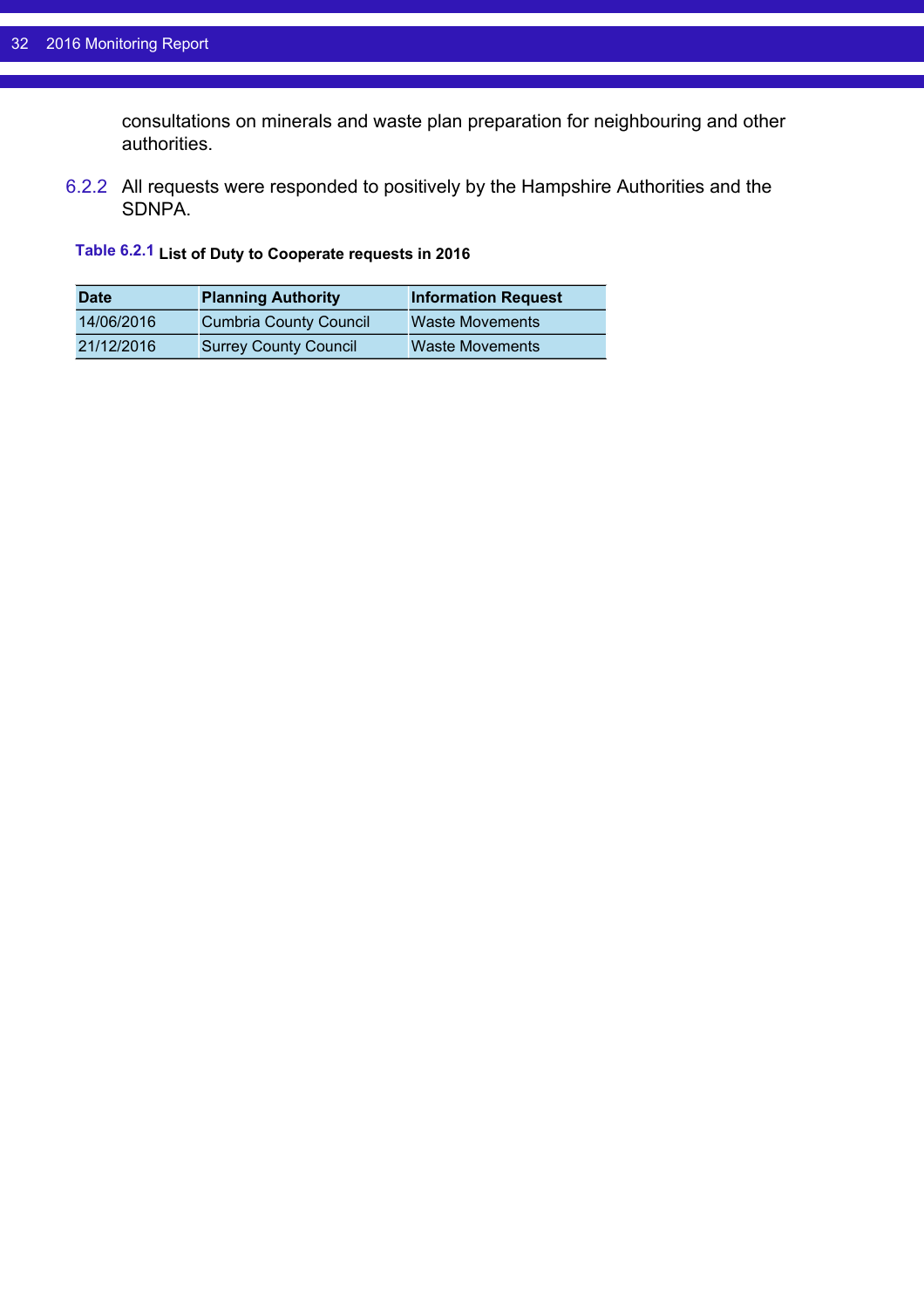consultations on minerals and waste plan preparation for neighbouring and other authorities.

6.2.2 All requests were responded to positively by the Hampshire Authorities and the SDNPA.

**Table 6.2.1 List of Duty to Cooperate requests in 2016**

| Date | Planning Authority | Information Request |
|---|---|---|
| 14/06/2016 | Cumbria County Council | Waste Movements |
| 21/12/2016 | Surrey County Council | Waste Movements |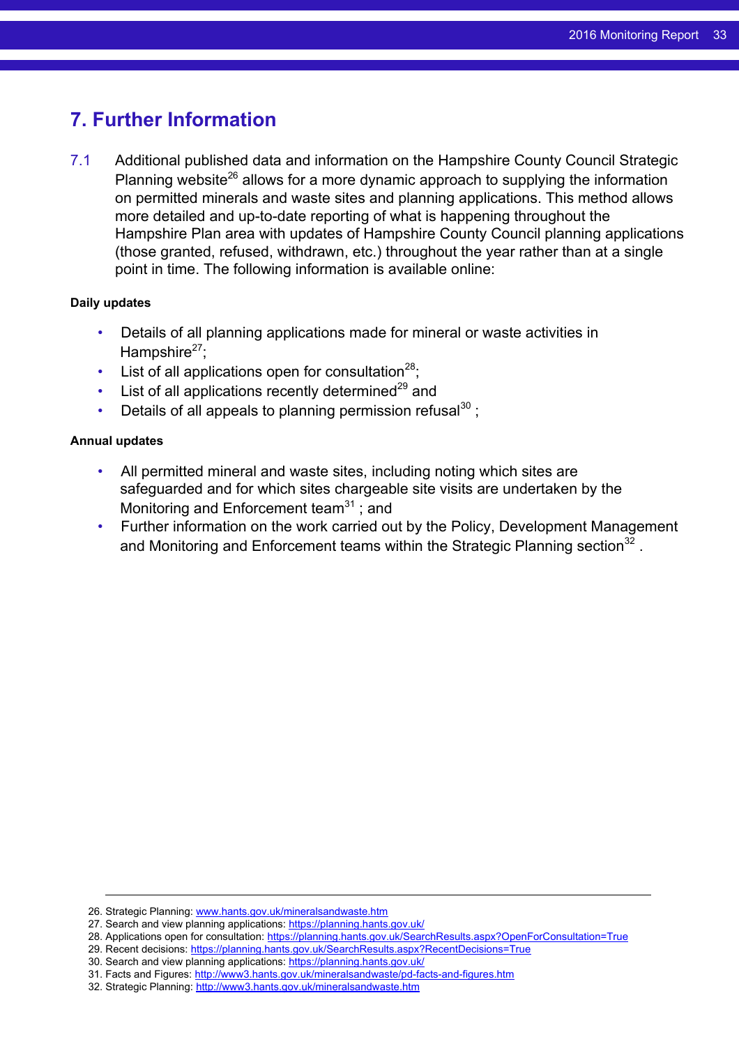# 7. Further Information

7.1 Additional published data and information on the Hampshire County Council Strategic Planning website[26] allows for a more dynamic approach to supplying the information on permitted minerals and waste sites and planning applications. This method allows more detailed and up-to-date reporting of what is happening throughout the Hampshire Plan area with updates of Hampshire County Council planning applications (those granted, refused, withdrawn, etc.) throughout the year rather than at a single point in time. The following information is available online:

**Daily updates**

- Details of all planning applications made for mineral or waste activities in Hampshire[27];
- List of all applications open for consultation[28];
- List of all applications recently determined[29] and
- Details of all appeals to planning permission refusal[30] ;

**Annual updates**

- All permitted mineral and waste sites, including noting which sites are safeguarded and for which sites chargeable site visits are undertaken by the Monitoring and Enforcement team[31] ; and
- Further information on the work carried out by the Policy, Development Management and Monitoring and Enforcement teams within the Strategic Planning section[32] .

---

26. Strategic Planning: www.hants.gov.uk/mineralsandwaste.htm
27. Search and view planning applications: https://planning.hants.gov.uk/
28. Applications open for consultation: https://planning.hants.gov.uk/SearchResults.aspx?OpenForConsultation=True
29. Recent decisions: https://planning.hants.gov.uk/SearchResults.aspx?RecentDecisions=True
30. Search and view planning applications: https://planning.hants.gov.uk/
31. Facts and Figures: http://www3.hants.gov.uk/mineralsandwaste/pd-facts-and-figures.htm
32. Strategic Planning: http://www3.hants.gov.uk/mineralsandwaste.htm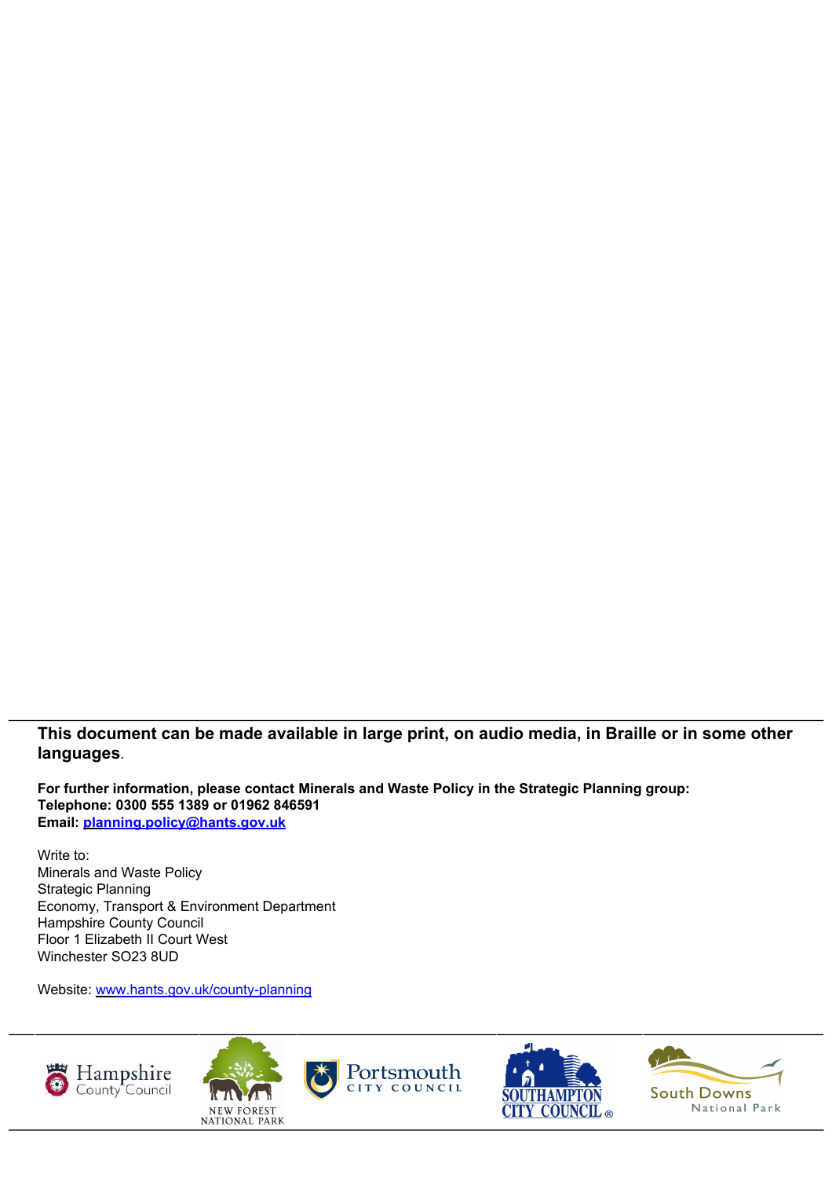**This document can be made available in large print, on audio media, in Braille or in some other languages.**

**For further information, please contact Minerals and Waste Policy in the Strategic Planning group:**
**Telephone: 0300 555 1389 or 01962 846591**
**Email: planning.policy@hants.gov.uk**

Write to:
Minerals and Waste Policy
Strategic Planning
Economy, Transport & Environment Department
Hampshire County Council
Floor 1 Elizabeth II Court West
Winchester SO23 8UD

Website: www.hants.gov.uk/county-planning

Hampshire County Council

NEW FOREST NATIONAL PARK

Portsmouth CITY COUNCIL

SOUTHAMPTON CITY COUNCIL ®

South Downs National Park